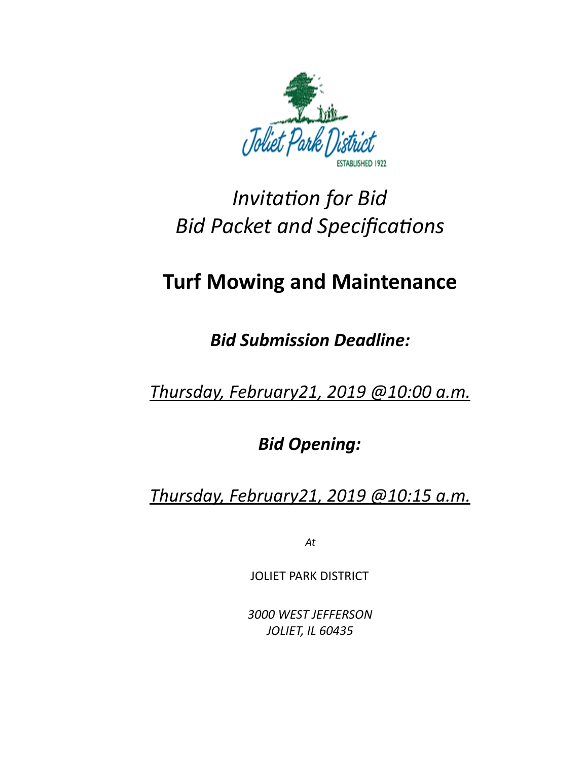*Invitation for Bid*
*Bid Packet and Specifications*

# Turf Mowing and Maintenance

***Bid Submission Deadline:***

*Thursday, February21, 2019 @10:00 a.m.*

***Bid Opening:***

*Thursday, February21, 2019 @10:15 a.m.*

*At*

JOLIET PARK DISTRICT

*3000 WEST JEFFERSON*
*JOLIET, IL 60435*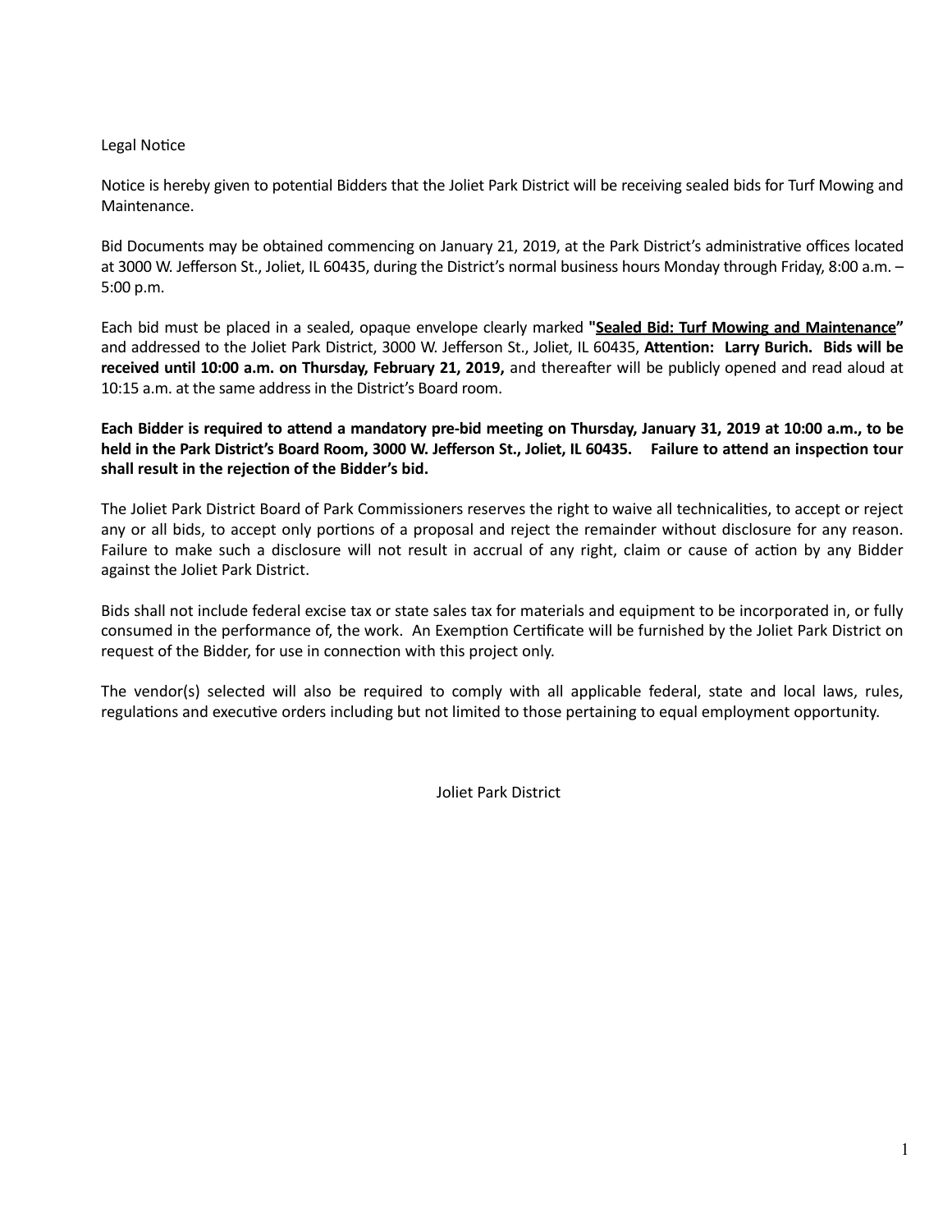Legal Notice

Notice is hereby given to potential Bidders that the Joliet Park District will be receiving sealed bids for Turf Mowing and Maintenance.

Bid Documents may be obtained commencing on January 21, 2019, at the Park District's administrative offices located at 3000 W. Jefferson St., Joliet, IL 60435, during the District's normal business hours Monday through Friday, 8:00 a.m. – 5:00 p.m.

Each bid must be placed in a sealed, opaque envelope clearly marked **"Sealed Bid: Turf Mowing and Maintenance"** and addressed to the Joliet Park District, 3000 W. Jefferson St., Joliet, IL 60435, **Attention: Larry Burich. Bids will be received until 10:00 a.m. on Thursday, February 21, 2019,** and thereafter will be publicly opened and read aloud at 10:15 a.m. at the same address in the District's Board room.

**Each Bidder is required to attend a mandatory pre-bid meeting on Thursday, January 31, 2019 at 10:00 a.m., to be held in the Park District's Board Room, 3000 W. Jefferson St., Joliet, IL 60435. Failure to attend an inspection tour shall result in the rejection of the Bidder's bid.**

The Joliet Park District Board of Park Commissioners reserves the right to waive all technicalities, to accept or reject any or all bids, to accept only portions of a proposal and reject the remainder without disclosure for any reason. Failure to make such a disclosure will not result in accrual of any right, claim or cause of action by any Bidder against the Joliet Park District.

Bids shall not include federal excise tax or state sales tax for materials and equipment to be incorporated in, or fully consumed in the performance of, the work. An Exemption Certificate will be furnished by the Joliet Park District on request of the Bidder, for use in connection with this project only.

The vendor(s) selected will also be required to comply with all applicable federal, state and local laws, rules, regulations and executive orders including but not limited to those pertaining to equal employment opportunity.

Joliet Park District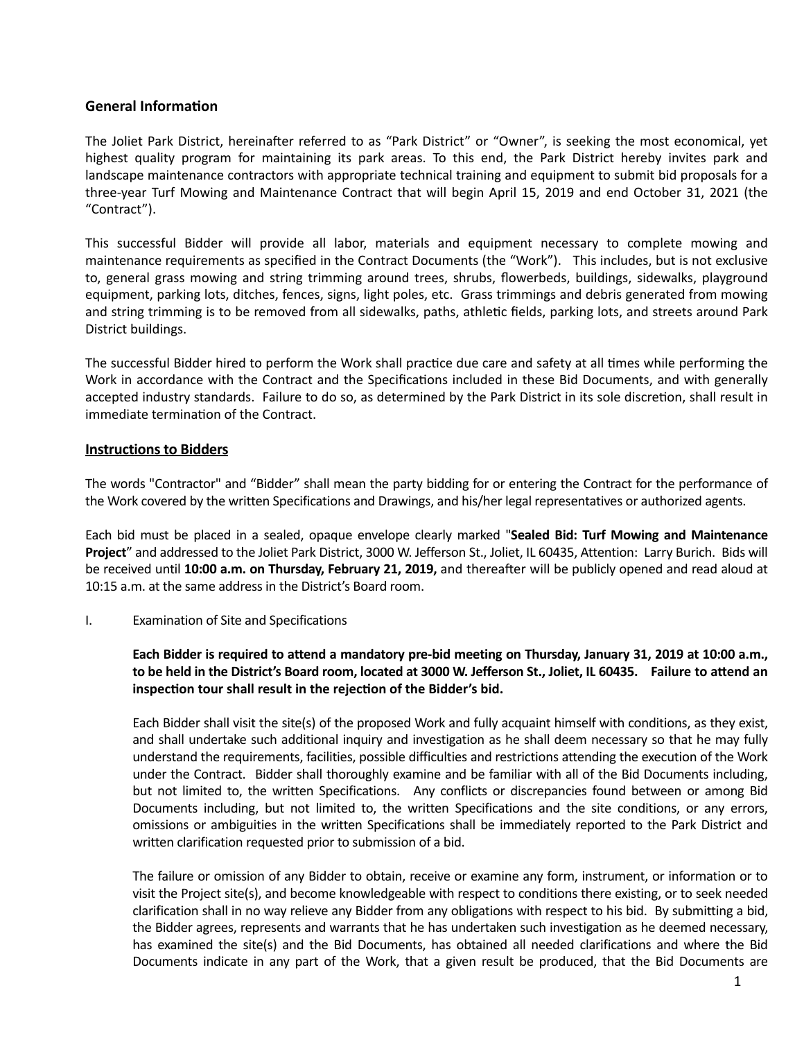## General Information

The Joliet Park District, hereinafter referred to as "Park District" or "Owner", is seeking the most economical, yet highest quality program for maintaining its park areas. To this end, the Park District hereby invites park and landscape maintenance contractors with appropriate technical training and equipment to submit bid proposals for a three-year Turf Mowing and Maintenance Contract that will begin April 15, 2019 and end October 31, 2021 (the "Contract").

This successful Bidder will provide all labor, materials and equipment necessary to complete mowing and maintenance requirements as specified in the Contract Documents (the "Work"). This includes, but is not exclusive to, general grass mowing and string trimming around trees, shrubs, flowerbeds, buildings, sidewalks, playground equipment, parking lots, ditches, fences, signs, light poles, etc. Grass trimmings and debris generated from mowing and string trimming is to be removed from all sidewalks, paths, athletic fields, parking lots, and streets around Park District buildings.

The successful Bidder hired to perform the Work shall practice due care and safety at all times while performing the Work in accordance with the Contract and the Specifications included in these Bid Documents, and with generally accepted industry standards. Failure to do so, as determined by the Park District in its sole discretion, shall result in immediate termination of the Contract.

## Instructions to Bidders

The words "Contractor" and "Bidder" shall mean the party bidding for or entering the Contract for the performance of the Work covered by the written Specifications and Drawings, and his/her legal representatives or authorized agents.

Each bid must be placed in a sealed, opaque envelope clearly marked "**Sealed Bid: Turf Mowing and Maintenance Project**" and addressed to the Joliet Park District, 3000 W. Jefferson St., Joliet, IL 60435, Attention: Larry Burich. Bids will be received until **10:00 a.m. on Thursday, February 21, 2019,** and thereafter will be publicly opened and read aloud at 10:15 a.m. at the same address in the District's Board room.

I. Examination of Site and Specifications

**Each Bidder is required to attend a mandatory pre-bid meeting on Thursday, January 31, 2019 at 10:00 a.m., to be held in the District's Board room, located at 3000 W. Jefferson St., Joliet, IL 60435. Failure to attend an inspection tour shall result in the rejection of the Bidder's bid.**

Each Bidder shall visit the site(s) of the proposed Work and fully acquaint himself with conditions, as they exist, and shall undertake such additional inquiry and investigation as he shall deem necessary so that he may fully understand the requirements, facilities, possible difficulties and restrictions attending the execution of the Work under the Contract. Bidder shall thoroughly examine and be familiar with all of the Bid Documents including, but not limited to, the written Specifications. Any conflicts or discrepancies found between or among Bid Documents including, but not limited to, the written Specifications and the site conditions, or any errors, omissions or ambiguities in the written Specifications shall be immediately reported to the Park District and written clarification requested prior to submission of a bid.

The failure or omission of any Bidder to obtain, receive or examine any form, instrument, or information or to visit the Project site(s), and become knowledgeable with respect to conditions there existing, or to seek needed clarification shall in no way relieve any Bidder from any obligations with respect to his bid. By submitting a bid, the Bidder agrees, represents and warrants that he has undertaken such investigation as he deemed necessary, has examined the site(s) and the Bid Documents, has obtained all needed clarifications and where the Bid Documents indicate in any part of the Work, that a given result be produced, that the Bid Documents are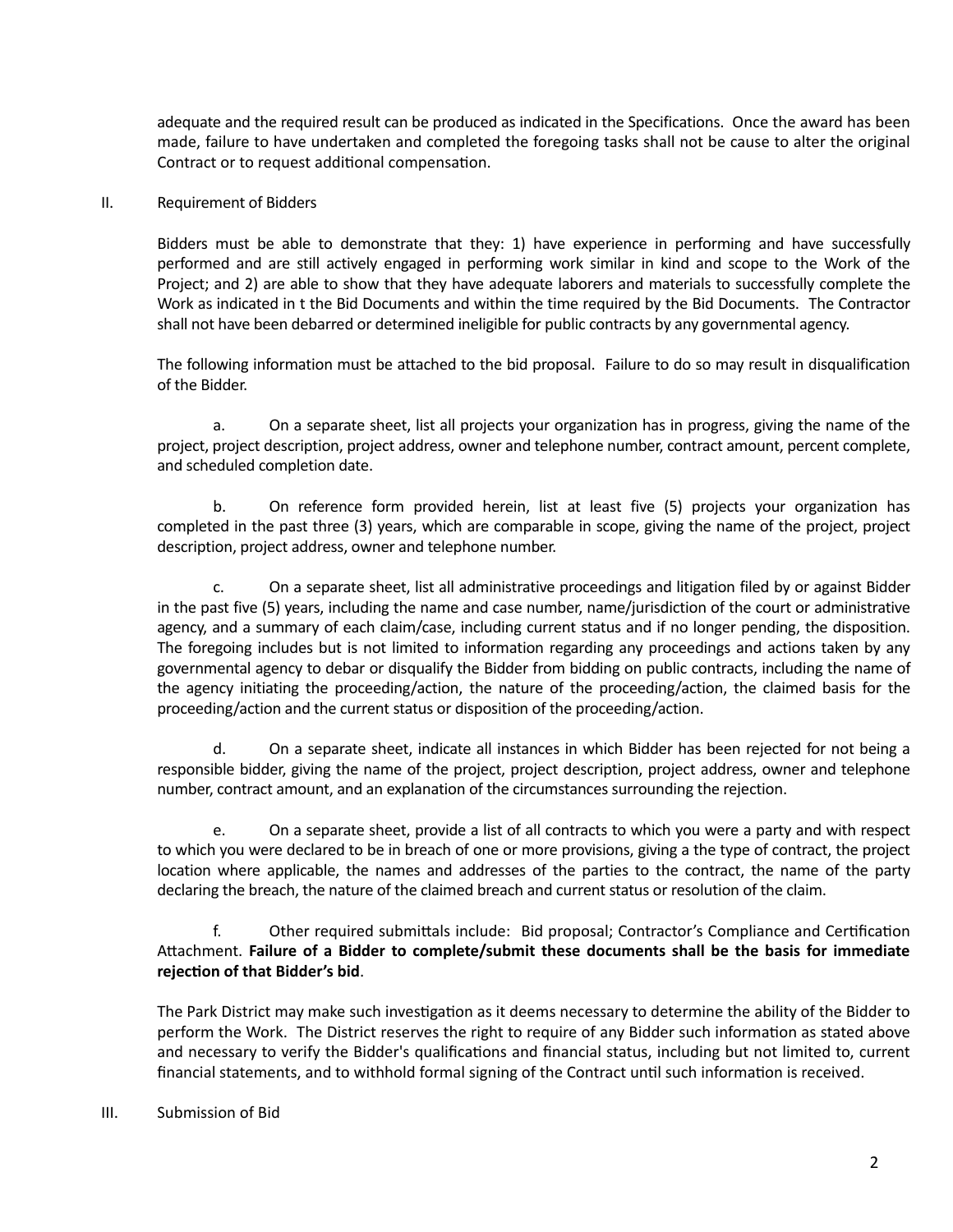adequate and the required result can be produced as indicated in the Specifications. Once the award has been made, failure to have undertaken and completed the foregoing tasks shall not be cause to alter the original Contract or to request additional compensation.

## II. Requirement of Bidders

Bidders must be able to demonstrate that they: 1) have experience in performing and have successfully performed and are still actively engaged in performing work similar in kind and scope to the Work of the Project; and 2) are able to show that they have adequate laborers and materials to successfully complete the Work as indicated in t the Bid Documents and within the time required by the Bid Documents. The Contractor shall not have been debarred or determined ineligible for public contracts by any governmental agency.

The following information must be attached to the bid proposal. Failure to do so may result in disqualification of the Bidder.

a. On a separate sheet, list all projects your organization has in progress, giving the name of the project, project description, project address, owner and telephone number, contract amount, percent complete, and scheduled completion date.

b. On reference form provided herein, list at least five (5) projects your organization has completed in the past three (3) years, which are comparable in scope, giving the name of the project, project description, project address, owner and telephone number.

c. On a separate sheet, list all administrative proceedings and litigation filed by or against Bidder in the past five (5) years, including the name and case number, name/jurisdiction of the court or administrative agency, and a summary of each claim/case, including current status and if no longer pending, the disposition. The foregoing includes but is not limited to information regarding any proceedings and actions taken by any governmental agency to debar or disqualify the Bidder from bidding on public contracts, including the name of the agency initiating the proceeding/action, the nature of the proceeding/action, the claimed basis for the proceeding/action and the current status or disposition of the proceeding/action.

d. On a separate sheet, indicate all instances in which Bidder has been rejected for not being a responsible bidder, giving the name of the project, project description, project address, owner and telephone number, contract amount, and an explanation of the circumstances surrounding the rejection.

e. On a separate sheet, provide a list of all contracts to which you were a party and with respect to which you were declared to be in breach of one or more provisions, giving a the type of contract, the project location where applicable, the names and addresses of the parties to the contract, the name of the party declaring the breach, the nature of the claimed breach and current status or resolution of the claim.

f. Other required submittals include: Bid proposal; Contractor's Compliance and Certification Attachment. **Failure of a Bidder to complete/submit these documents shall be the basis for immediate rejection of that Bidder's bid**.

The Park District may make such investigation as it deems necessary to determine the ability of the Bidder to perform the Work. The District reserves the right to require of any Bidder such information as stated above and necessary to verify the Bidder's qualifications and financial status, including but not limited to, current financial statements, and to withhold formal signing of the Contract until such information is received.

## III. Submission of Bid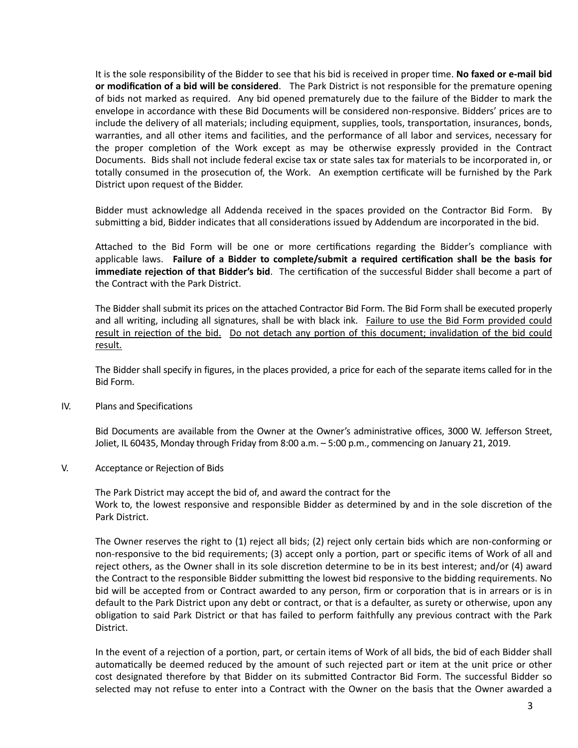It is the sole responsibility of the Bidder to see that his bid is received in proper time. **No faxed or e-mail bid or modification of a bid will be considered**. The Park District is not responsible for the premature opening of bids not marked as required. Any bid opened prematurely due to the failure of the Bidder to mark the envelope in accordance with these Bid Documents will be considered non-responsive. Bidders' prices are to include the delivery of all materials; including equipment, supplies, tools, transportation, insurances, bonds, warranties, and all other items and facilities, and the performance of all labor and services, necessary for the proper completion of the Work except as may be otherwise expressly provided in the Contract Documents. Bids shall not include federal excise tax or state sales tax for materials to be incorporated in, or totally consumed in the prosecution of, the Work. An exemption certificate will be furnished by the Park District upon request of the Bidder.

Bidder must acknowledge all Addenda received in the spaces provided on the Contractor Bid Form. By submitting a bid, Bidder indicates that all considerations issued by Addendum are incorporated in the bid.

Attached to the Bid Form will be one or more certifications regarding the Bidder's compliance with applicable laws. **Failure of a Bidder to complete/submit a required certification shall be the basis for immediate rejection of that Bidder's bid**. The certification of the successful Bidder shall become a part of the Contract with the Park District.

The Bidder shall submit its prices on the attached Contractor Bid Form. The Bid Form shall be executed properly and all writing, including all signatures, shall be with black ink. <u>Failure to use the Bid Form provided could result in rejection of the bid.</u> <u>Do not detach any portion of this document; invalidation of the bid could result.</u>

The Bidder shall specify in figures, in the places provided, a price for each of the separate items called for in the Bid Form.

IV. Plans and Specifications

Bid Documents are available from the Owner at the Owner's administrative offices, 3000 W. Jefferson Street, Joliet, IL 60435, Monday through Friday from 8:00 a.m. – 5:00 p.m., commencing on January 21, 2019.

V. Acceptance or Rejection of Bids

The Park District may accept the bid of, and award the contract for the Work to, the lowest responsive and responsible Bidder as determined by and in the sole discretion of the Park District.

The Owner reserves the right to (1) reject all bids; (2) reject only certain bids which are non-conforming or non-responsive to the bid requirements; (3) accept only a portion, part or specific items of Work of all and reject others, as the Owner shall in its sole discretion determine to be in its best interest; and/or (4) award the Contract to the responsible Bidder submitting the lowest bid responsive to the bidding requirements. No bid will be accepted from or Contract awarded to any person, firm or corporation that is in arrears or is in default to the Park District upon any debt or contract, or that is a defaulter, as surety or otherwise, upon any obligation to said Park District or that has failed to perform faithfully any previous contract with the Park District.

In the event of a rejection of a portion, part, or certain items of Work of all bids, the bid of each Bidder shall automatically be deemed reduced by the amount of such rejected part or item at the unit price or other cost designated therefore by that Bidder on its submitted Contractor Bid Form. The successful Bidder so selected may not refuse to enter into a Contract with the Owner on the basis that the Owner awarded a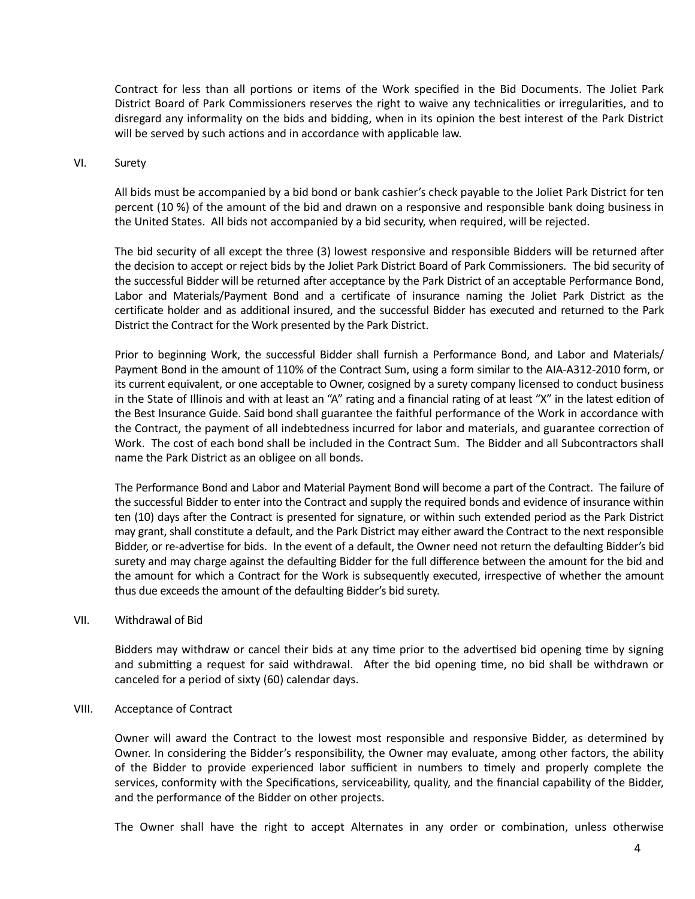Contract for less than all portions or items of the Work specified in the Bid Documents. The Joliet Park District Board of Park Commissioners reserves the right to waive any technicalities or irregularities, and to disregard any informality on the bids and bidding, when in its opinion the best interest of the Park District will be served by such actions and in accordance with applicable law.

## VI. Surety

All bids must be accompanied by a bid bond or bank cashier's check payable to the Joliet Park District for ten percent (10 %) of the amount of the bid and drawn on a responsive and responsible bank doing business in the United States. All bids not accompanied by a bid security, when required, will be rejected.

The bid security of all except the three (3) lowest responsive and responsible Bidders will be returned after the decision to accept or reject bids by the Joliet Park District Board of Park Commissioners. The bid security of the successful Bidder will be returned after acceptance by the Park District of an acceptable Performance Bond, Labor and Materials/Payment Bond and a certificate of insurance naming the Joliet Park District as the certificate holder and as additional insured, and the successful Bidder has executed and returned to the Park District the Contract for the Work presented by the Park District.

Prior to beginning Work, the successful Bidder shall furnish a Performance Bond, and Labor and Materials/ Payment Bond in the amount of 110% of the Contract Sum, using a form similar to the AIA-A312-2010 form, or its current equivalent, or one acceptable to Owner, cosigned by a surety company licensed to conduct business in the State of Illinois and with at least an "A" rating and a financial rating of at least "X" in the latest edition of the Best Insurance Guide. Said bond shall guarantee the faithful performance of the Work in accordance with the Contract, the payment of all indebtedness incurred for labor and materials, and guarantee correction of Work. The cost of each bond shall be included in the Contract Sum. The Bidder and all Subcontractors shall name the Park District as an obligee on all bonds.

The Performance Bond and Labor and Material Payment Bond will become a part of the Contract. The failure of the successful Bidder to enter into the Contract and supply the required bonds and evidence of insurance within ten (10) days after the Contract is presented for signature, or within such extended period as the Park District may grant, shall constitute a default, and the Park District may either award the Contract to the next responsible Bidder, or re-advertise for bids. In the event of a default, the Owner need not return the defaulting Bidder's bid surety and may charge against the defaulting Bidder for the full difference between the amount for the bid and the amount for which a Contract for the Work is subsequently executed, irrespective of whether the amount thus due exceeds the amount of the defaulting Bidder's bid surety.

## VII. Withdrawal of Bid

Bidders may withdraw or cancel their bids at any time prior to the advertised bid opening time by signing and submitting a request for said withdrawal. After the bid opening time, no bid shall be withdrawn or canceled for a period of sixty (60) calendar days.

## VIII. Acceptance of Contract

Owner will award the Contract to the lowest most responsible and responsive Bidder, as determined by Owner. In considering the Bidder's responsibility, the Owner may evaluate, among other factors, the ability of the Bidder to provide experienced labor sufficient in numbers to timely and properly complete the services, conformity with the Specifications, serviceability, quality, and the financial capability of the Bidder, and the performance of the Bidder on other projects.

The Owner shall have the right to accept Alternates in any order or combination, unless otherwise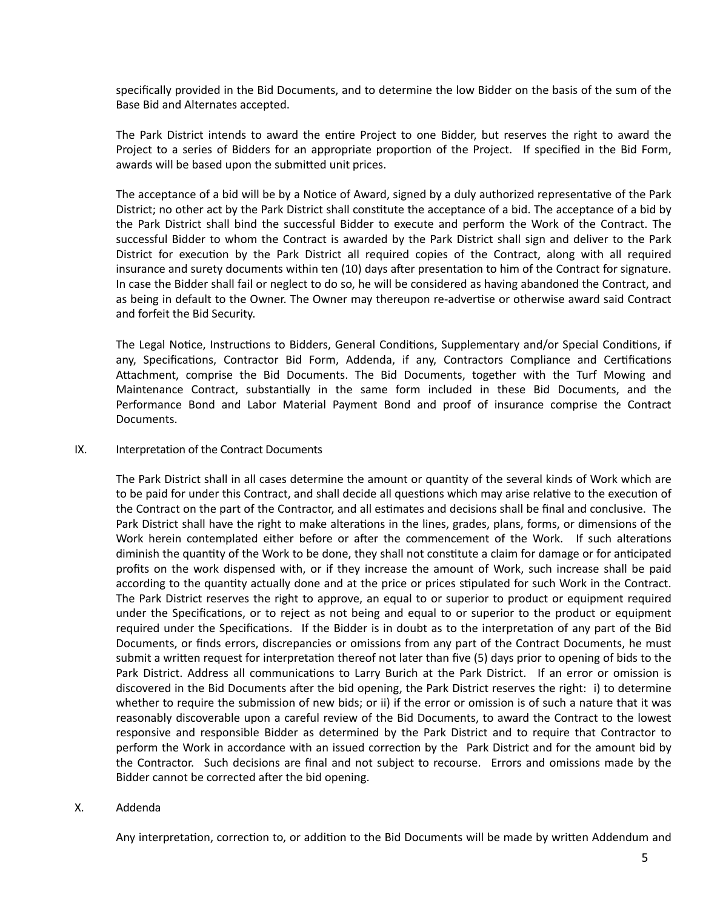specifically provided in the Bid Documents, and to determine the low Bidder on the basis of the sum of the Base Bid and Alternates accepted.

The Park District intends to award the entire Project to one Bidder, but reserves the right to award the Project to a series of Bidders for an appropriate proportion of the Project. If specified in the Bid Form, awards will be based upon the submitted unit prices.

The acceptance of a bid will be by a Notice of Award, signed by a duly authorized representative of the Park District; no other act by the Park District shall constitute the acceptance of a bid. The acceptance of a bid by the Park District shall bind the successful Bidder to execute and perform the Work of the Contract. The successful Bidder to whom the Contract is awarded by the Park District shall sign and deliver to the Park District for execution by the Park District all required copies of the Contract, along with all required insurance and surety documents within ten (10) days after presentation to him of the Contract for signature. In case the Bidder shall fail or neglect to do so, he will be considered as having abandoned the Contract, and as being in default to the Owner. The Owner may thereupon re-advertise or otherwise award said Contract and forfeit the Bid Security.

The Legal Notice, Instructions to Bidders, General Conditions, Supplementary and/or Special Conditions, if any, Specifications, Contractor Bid Form, Addenda, if any, Contractors Compliance and Certifications Attachment, comprise the Bid Documents. The Bid Documents, together with the Turf Mowing and Maintenance Contract, substantially in the same form included in these Bid Documents, and the Performance Bond and Labor Material Payment Bond and proof of insurance comprise the Contract Documents.

## IX. Interpretation of the Contract Documents

The Park District shall in all cases determine the amount or quantity of the several kinds of Work which are to be paid for under this Contract, and shall decide all questions which may arise relative to the execution of the Contract on the part of the Contractor, and all estimates and decisions shall be final and conclusive. The Park District shall have the right to make alterations in the lines, grades, plans, forms, or dimensions of the Work herein contemplated either before or after the commencement of the Work. If such alterations diminish the quantity of the Work to be done, they shall not constitute a claim for damage or for anticipated profits on the work dispensed with, or if they increase the amount of Work, such increase shall be paid according to the quantity actually done and at the price or prices stipulated for such Work in the Contract. The Park District reserves the right to approve, an equal to or superior to product or equipment required under the Specifications, or to reject as not being and equal to or superior to the product or equipment required under the Specifications. If the Bidder is in doubt as to the interpretation of any part of the Bid Documents, or finds errors, discrepancies or omissions from any part of the Contract Documents, he must submit a written request for interpretation thereof not later than five (5) days prior to opening of bids to the Park District. Address all communications to Larry Burich at the Park District. If an error or omission is discovered in the Bid Documents after the bid opening, the Park District reserves the right: i) to determine whether to require the submission of new bids; or ii) if the error or omission is of such a nature that it was reasonably discoverable upon a careful review of the Bid Documents, to award the Contract to the lowest responsive and responsible Bidder as determined by the Park District and to require that Contractor to perform the Work in accordance with an issued correction by the Park District and for the amount bid by the Contractor. Such decisions are final and not subject to recourse. Errors and omissions made by the Bidder cannot be corrected after the bid opening.

## X. Addenda

Any interpretation, correction to, or addition to the Bid Documents will be made by written Addendum and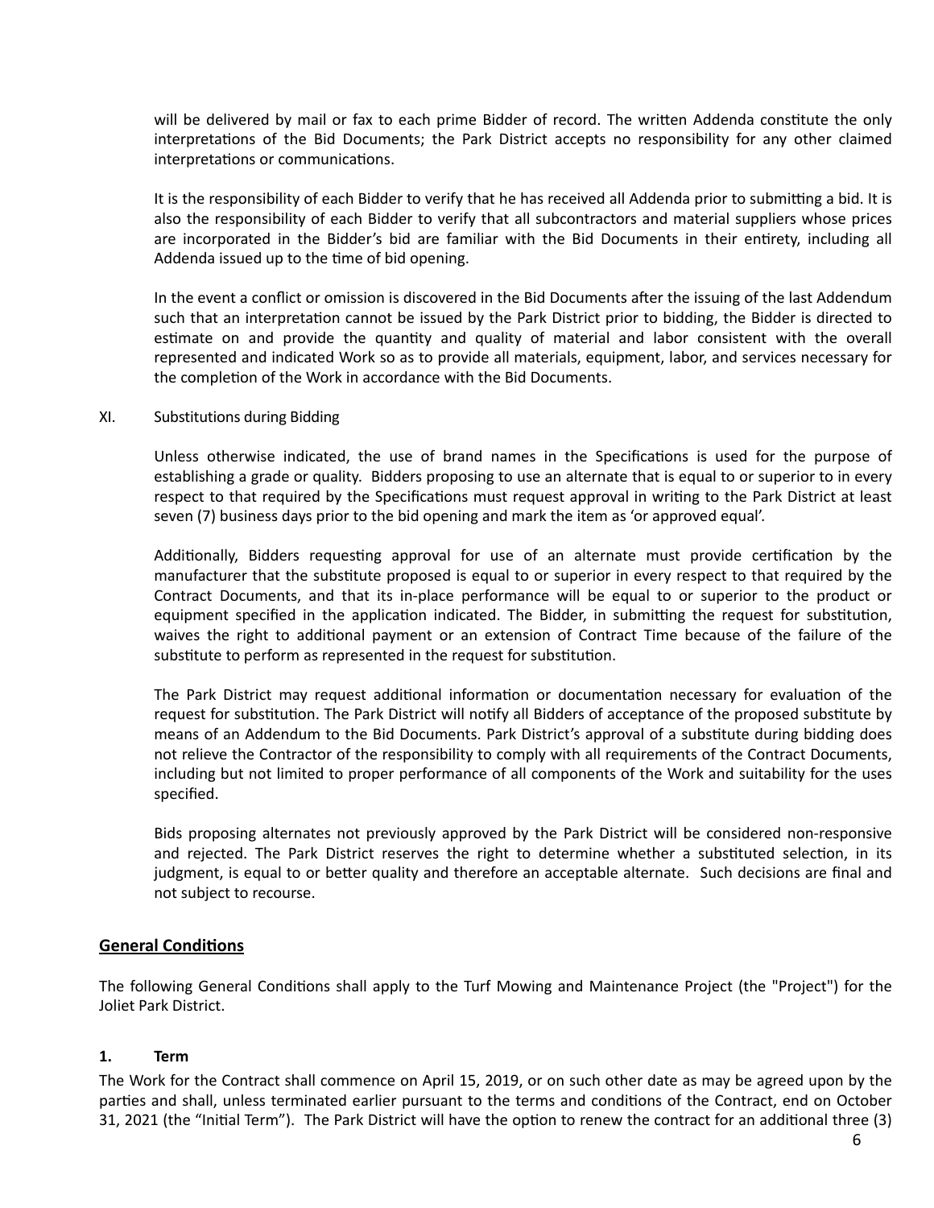will be delivered by mail or fax to each prime Bidder of record. The written Addenda constitute the only interpretations of the Bid Documents; the Park District accepts no responsibility for any other claimed interpretations or communications.

It is the responsibility of each Bidder to verify that he has received all Addenda prior to submitting a bid. It is also the responsibility of each Bidder to verify that all subcontractors and material suppliers whose prices are incorporated in the Bidder's bid are familiar with the Bid Documents in their entirety, including all Addenda issued up to the time of bid opening.

In the event a conflict or omission is discovered in the Bid Documents after the issuing of the last Addendum such that an interpretation cannot be issued by the Park District prior to bidding, the Bidder is directed to estimate on and provide the quantity and quality of material and labor consistent with the overall represented and indicated Work so as to provide all materials, equipment, labor, and services necessary for the completion of the Work in accordance with the Bid Documents.

XI. Substitutions during Bidding

Unless otherwise indicated, the use of brand names in the Specifications is used for the purpose of establishing a grade or quality. Bidders proposing to use an alternate that is equal to or superior to in every respect to that required by the Specifications must request approval in writing to the Park District at least seven (7) business days prior to the bid opening and mark the item as 'or approved equal'.

Additionally, Bidders requesting approval for use of an alternate must provide certification by the manufacturer that the substitute proposed is equal to or superior in every respect to that required by the Contract Documents, and that its in-place performance will be equal to or superior to the product or equipment specified in the application indicated. The Bidder, in submitting the request for substitution, waives the right to additional payment or an extension of Contract Time because of the failure of the substitute to perform as represented in the request for substitution.

The Park District may request additional information or documentation necessary for evaluation of the request for substitution. The Park District will notify all Bidders of acceptance of the proposed substitute by means of an Addendum to the Bid Documents. Park District's approval of a substitute during bidding does not relieve the Contractor of the responsibility to comply with all requirements of the Contract Documents, including but not limited to proper performance of all components of the Work and suitability for the uses specified.

Bids proposing alternates not previously approved by the Park District will be considered non-responsive and rejected. The Park District reserves the right to determine whether a substituted selection, in its judgment, is equal to or better quality and therefore an acceptable alternate. Such decisions are final and not subject to recourse.

## General Conditions

The following General Conditions shall apply to the Turf Mowing and Maintenance Project (the "Project") for the Joliet Park District.

### 1. Term

The Work for the Contract shall commence on April 15, 2019, or on such other date as may be agreed upon by the parties and shall, unless terminated earlier pursuant to the terms and conditions of the Contract, end on October 31, 2021 (the "Initial Term"). The Park District will have the option to renew the contract for an additional three (3)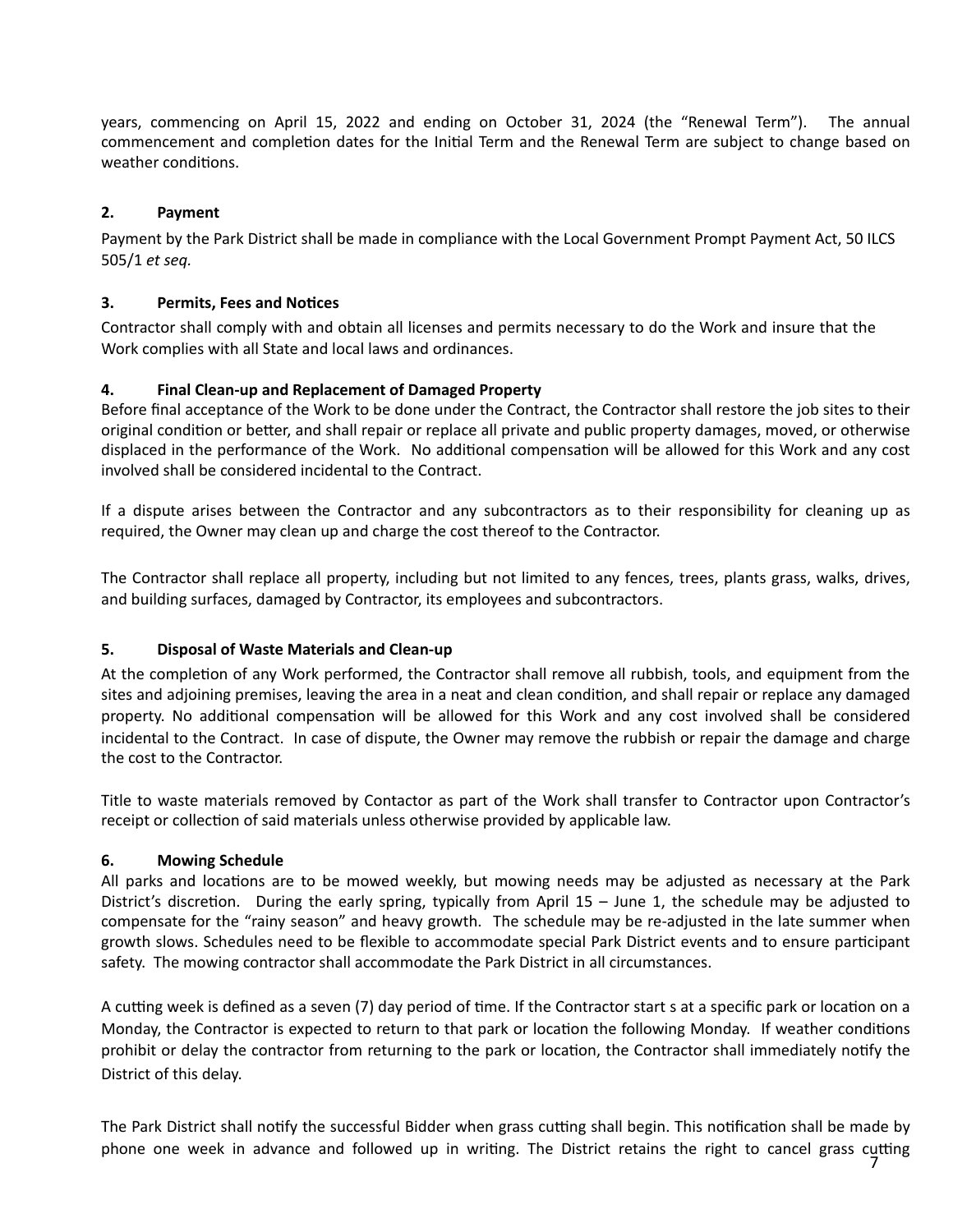years, commencing on April 15, 2022 and ending on October 31, 2024 (the "Renewal Term"). The annual commencement and completion dates for the Initial Term and the Renewal Term are subject to change based on weather conditions.

**2. Payment**

Payment by the Park District shall be made in compliance with the Local Government Prompt Payment Act, 50 ILCS 505/1 *et seq.*

**3. Permits, Fees and Notices**

Contractor shall comply with and obtain all licenses and permits necessary to do the Work and insure that the Work complies with all State and local laws and ordinances.

**4. Final Clean-up and Replacement of Damaged Property**

Before final acceptance of the Work to be done under the Contract, the Contractor shall restore the job sites to their original condition or better, and shall repair or replace all private and public property damages, moved, or otherwise displaced in the performance of the Work. No additional compensation will be allowed for this Work and any cost involved shall be considered incidental to the Contract.

If a dispute arises between the Contractor and any subcontractors as to their responsibility for cleaning up as required, the Owner may clean up and charge the cost thereof to the Contractor.

The Contractor shall replace all property, including but not limited to any fences, trees, plants grass, walks, drives, and building surfaces, damaged by Contractor, its employees and subcontractors.

**5. Disposal of Waste Materials and Clean-up**

At the completion of any Work performed, the Contractor shall remove all rubbish, tools, and equipment from the sites and adjoining premises, leaving the area in a neat and clean condition, and shall repair or replace any damaged property. No additional compensation will be allowed for this Work and any cost involved shall be considered incidental to the Contract. In case of dispute, the Owner may remove the rubbish or repair the damage and charge the cost to the Contractor.

Title to waste materials removed by Contactor as part of the Work shall transfer to Contractor upon Contractor's receipt or collection of said materials unless otherwise provided by applicable law.

**6. Mowing Schedule**

All parks and locations are to be mowed weekly, but mowing needs may be adjusted as necessary at the Park District's discretion. During the early spring, typically from April 15 – June 1, the schedule may be adjusted to compensate for the "rainy season" and heavy growth. The schedule may be re-adjusted in the late summer when growth slows. Schedules need to be flexible to accommodate special Park District events and to ensure participant safety. The mowing contractor shall accommodate the Park District in all circumstances.

A cutting week is defined as a seven (7) day period of time. If the Contractor start s at a specific park or location on a Monday, the Contractor is expected to return to that park or location the following Monday. If weather conditions prohibit or delay the contractor from returning to the park or location, the Contractor shall immediately notify the District of this delay.

The Park District shall notify the successful Bidder when grass cutting shall begin. This notification shall be made by phone one week in advance and followed up in writing. The District retains the right to cancel grass cutting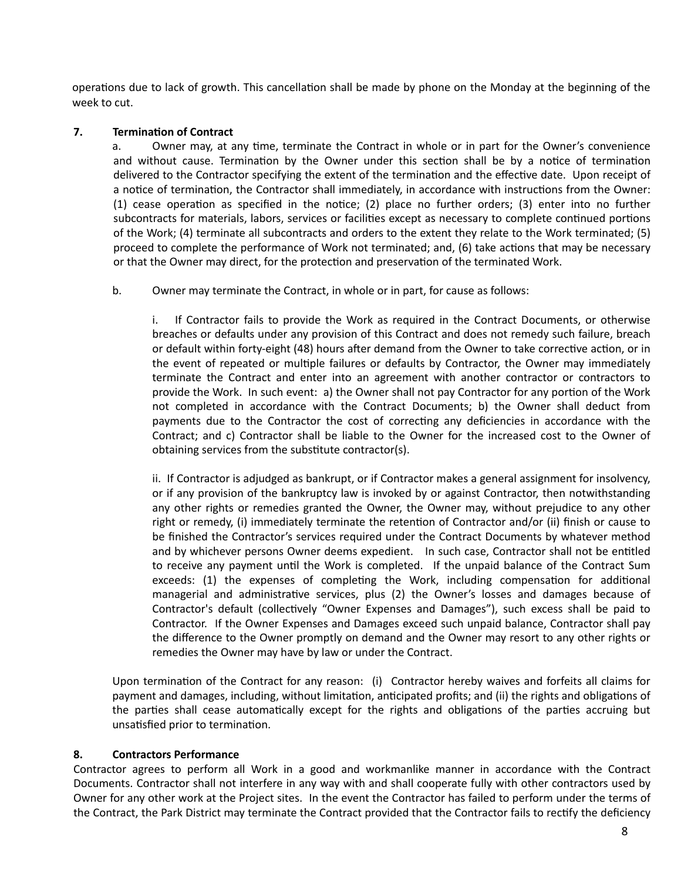operations due to lack of growth. This cancellation shall be made by phone on the Monday at the beginning of the week to cut.

**7. Termination of Contract**

a. Owner may, at any time, terminate the Contract in whole or in part for the Owner's convenience and without cause. Termination by the Owner under this section shall be by a notice of termination delivered to the Contractor specifying the extent of the termination and the effective date. Upon receipt of a notice of termination, the Contractor shall immediately, in accordance with instructions from the Owner: (1) cease operation as specified in the notice; (2) place no further orders; (3) enter into no further subcontracts for materials, labors, services or facilities except as necessary to complete continued portions of the Work; (4) terminate all subcontracts and orders to the extent they relate to the Work terminated; (5) proceed to complete the performance of Work not terminated; and, (6) take actions that may be necessary or that the Owner may direct, for the protection and preservation of the terminated Work.

b. Owner may terminate the Contract, in whole or in part, for cause as follows:

i. If Contractor fails to provide the Work as required in the Contract Documents, or otherwise breaches or defaults under any provision of this Contract and does not remedy such failure, breach or default within forty-eight (48) hours after demand from the Owner to take corrective action, or in the event of repeated or multiple failures or defaults by Contractor, the Owner may immediately terminate the Contract and enter into an agreement with another contractor or contractors to provide the Work. In such event: a) the Owner shall not pay Contractor for any portion of the Work not completed in accordance with the Contract Documents; b) the Owner shall deduct from payments due to the Contractor the cost of correcting any deficiencies in accordance with the Contract; and c) Contractor shall be liable to the Owner for the increased cost to the Owner of obtaining services from the substitute contractor(s).

ii. If Contractor is adjudged as bankrupt, or if Contractor makes a general assignment for insolvency, or if any provision of the bankruptcy law is invoked by or against Contractor, then notwithstanding any other rights or remedies granted the Owner, the Owner may, without prejudice to any other right or remedy, (i) immediately terminate the retention of Contractor and/or (ii) finish or cause to be finished the Contractor's services required under the Contract Documents by whatever method and by whichever persons Owner deems expedient. In such case, Contractor shall not be entitled to receive any payment until the Work is completed. If the unpaid balance of the Contract Sum exceeds: (1) the expenses of completing the Work, including compensation for additional managerial and administrative services, plus (2) the Owner's losses and damages because of Contractor's default (collectively "Owner Expenses and Damages"), such excess shall be paid to Contractor. If the Owner Expenses and Damages exceed such unpaid balance, Contractor shall pay the difference to the Owner promptly on demand and the Owner may resort to any other rights or remedies the Owner may have by law or under the Contract.

Upon termination of the Contract for any reason: (i) Contractor hereby waives and forfeits all claims for payment and damages, including, without limitation, anticipated profits; and (ii) the rights and obligations of the parties shall cease automatically except for the rights and obligations of the parties accruing but unsatisfied prior to termination.

**8. Contractors Performance**

Contractor agrees to perform all Work in a good and workmanlike manner in accordance with the Contract Documents. Contractor shall not interfere in any way with and shall cooperate fully with other contractors used by Owner for any other work at the Project sites. In the event the Contractor has failed to perform under the terms of the Contract, the Park District may terminate the Contract provided that the Contractor fails to rectify the deficiency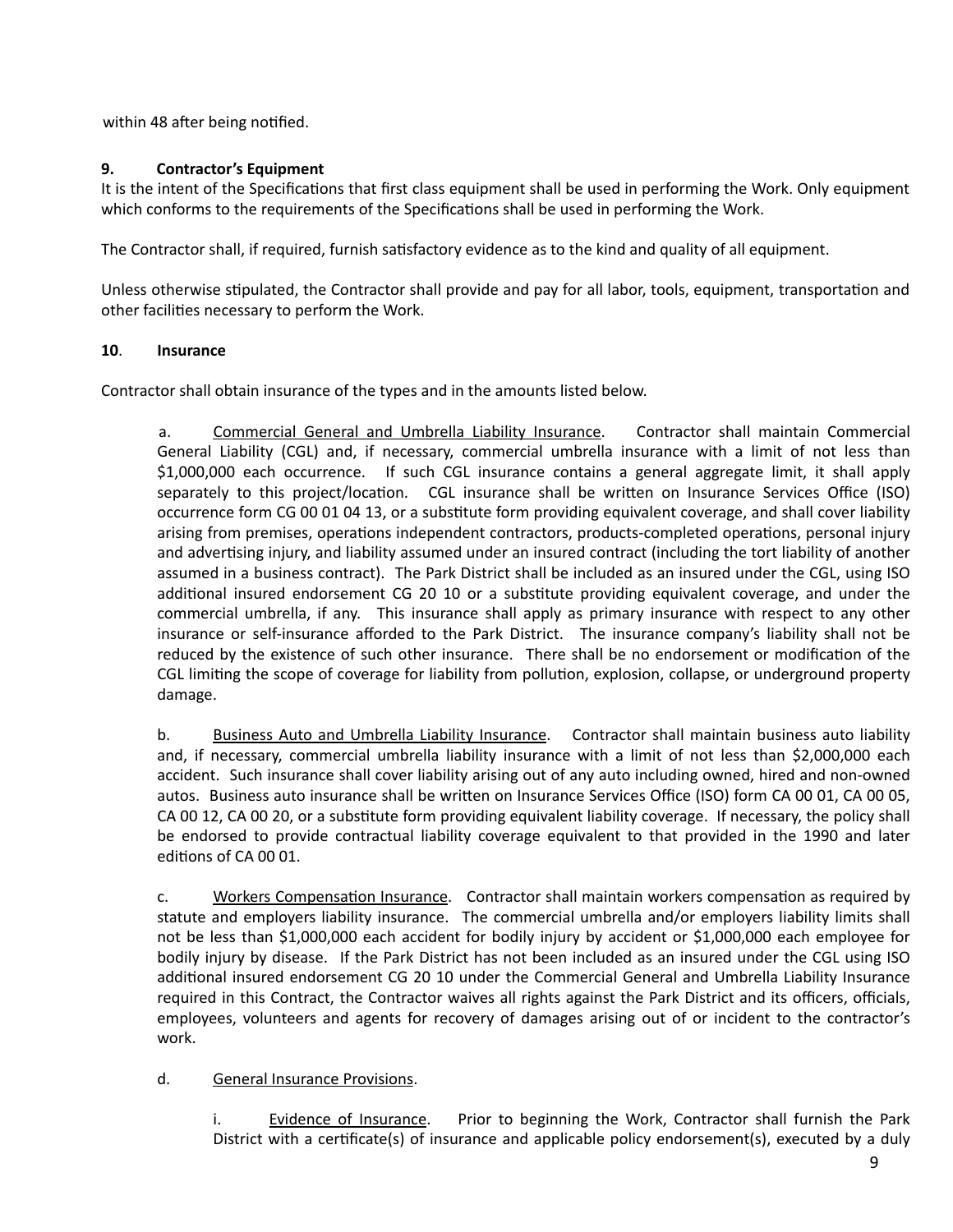within 48 after being notified.

**9. Contractor's Equipment**

It is the intent of the Specifications that first class equipment shall be used in performing the Work. Only equipment which conforms to the requirements of the Specifications shall be used in performing the Work.

The Contractor shall, if required, furnish satisfactory evidence as to the kind and quality of all equipment.

Unless otherwise stipulated, the Contractor shall provide and pay for all labor, tools, equipment, transportation and other facilities necessary to perform the Work.

**10. Insurance**

Contractor shall obtain insurance of the types and in the amounts listed below.

a. Commercial General and Umbrella Liability Insurance. Contractor shall maintain Commercial General Liability (CGL) and, if necessary, commercial umbrella insurance with a limit of not less than $1,000,000 each occurrence. If such CGL insurance contains a general aggregate limit, it shall apply separately to this project/location. CGL insurance shall be written on Insurance Services Office (ISO) occurrence form CG 00 01 04 13, or a substitute form providing equivalent coverage, and shall cover liability arising from premises, operations independent contractors, products-completed operations, personal injury and advertising injury, and liability assumed under an insured contract (including the tort liability of another assumed in a business contract). The Park District shall be included as an insured under the CGL, using ISO additional insured endorsement CG 20 10 or a substitute providing equivalent coverage, and under the commercial umbrella, if any. This insurance shall apply as primary insurance with respect to any other insurance or self-insurance afforded to the Park District. The insurance company's liability shall not be reduced by the existence of such other insurance. There shall be no endorsement or modification of the CGL limiting the scope of coverage for liability from pollution, explosion, collapse, or underground property damage.

b. Business Auto and Umbrella Liability Insurance. Contractor shall maintain business auto liability and, if necessary, commercial umbrella liability insurance with a limit of not less than $2,000,000 each accident. Such insurance shall cover liability arising out of any auto including owned, hired and non-owned autos. Business auto insurance shall be written on Insurance Services Office (ISO) form CA 00 01, CA 00 05, CA 00 12, CA 00 20, or a substitute form providing equivalent liability coverage. If necessary, the policy shall be endorsed to provide contractual liability coverage equivalent to that provided in the 1990 and later editions of CA 00 01.

c. Workers Compensation Insurance. Contractor shall maintain workers compensation as required by statute and employers liability insurance. The commercial umbrella and/or employers liability limits shall not be less than $1,000,000 each accident for bodily injury by accident or $1,000,000 each employee for bodily injury by disease. If the Park District has not been included as an insured under the CGL using ISO additional insured endorsement CG 20 10 under the Commercial General and Umbrella Liability Insurance required in this Contract, the Contractor waives all rights against the Park District and its officers, officials, employees, volunteers and agents for recovery of damages arising out of or incident to the contractor's work.

d. General Insurance Provisions.

i. Evidence of Insurance. Prior to beginning the Work, Contractor shall furnish the Park District with a certificate(s) of insurance and applicable policy endorsement(s), executed by a duly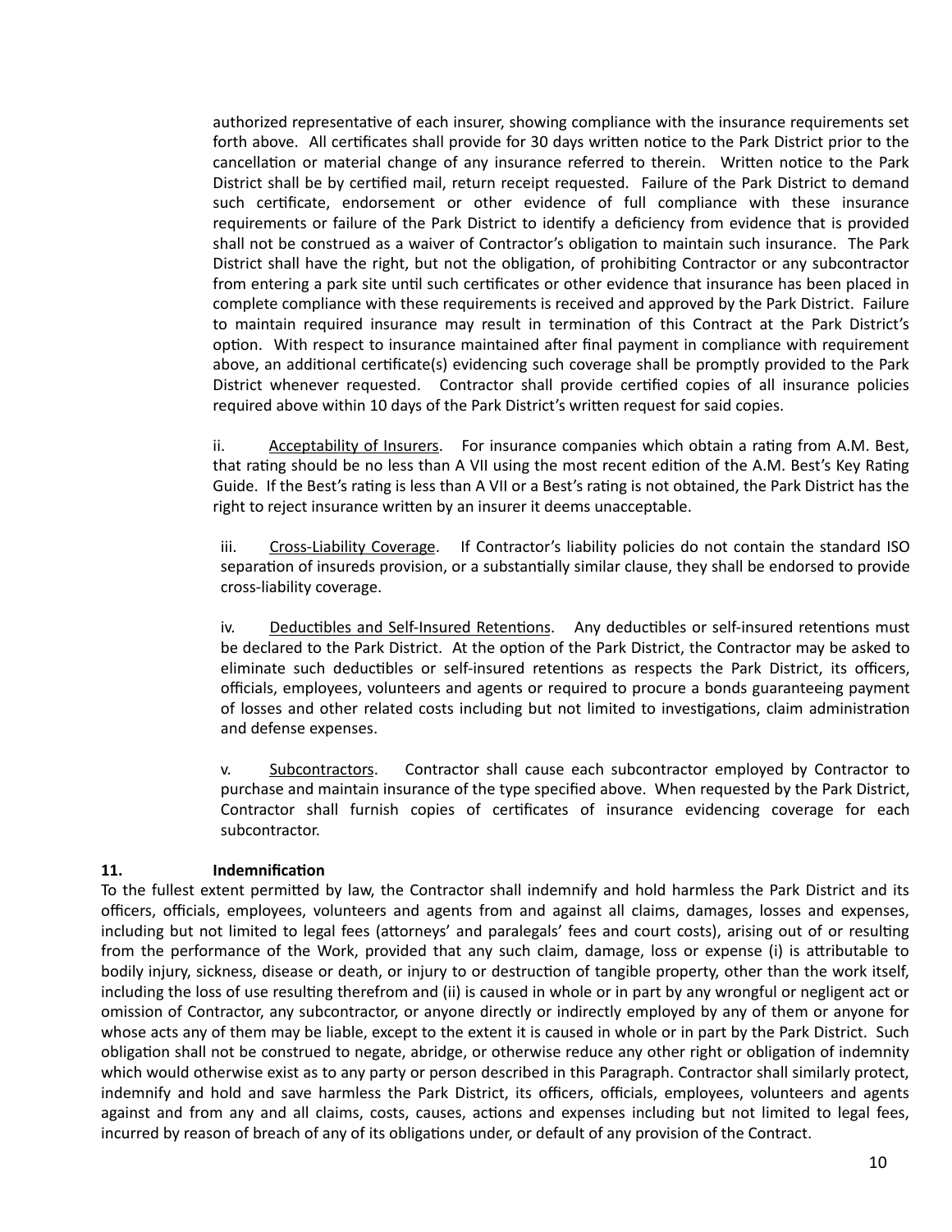authorized representative of each insurer, showing compliance with the insurance requirements set forth above. All certificates shall provide for 30 days written notice to the Park District prior to the cancellation or material change of any insurance referred to therein. Written notice to the Park District shall be by certified mail, return receipt requested. Failure of the Park District to demand such certificate, endorsement or other evidence of full compliance with these insurance requirements or failure of the Park District to identify a deficiency from evidence that is provided shall not be construed as a waiver of Contractor's obligation to maintain such insurance. The Park District shall have the right, but not the obligation, of prohibiting Contractor or any subcontractor from entering a park site until such certificates or other evidence that insurance has been placed in complete compliance with these requirements is received and approved by the Park District. Failure to maintain required insurance may result in termination of this Contract at the Park District's option. With respect to insurance maintained after final payment in compliance with requirement above, an additional certificate(s) evidencing such coverage shall be promptly provided to the Park District whenever requested. Contractor shall provide certified copies of all insurance policies required above within 10 days of the Park District's written request for said copies.

ii. Acceptability of Insurers. For insurance companies which obtain a rating from A.M. Best, that rating should be no less than A VII using the most recent edition of the A.M. Best's Key Rating Guide. If the Best's rating is less than A VII or a Best's rating is not obtained, the Park District has the right to reject insurance written by an insurer it deems unacceptable.

iii. Cross-Liability Coverage. If Contractor's liability policies do not contain the standard ISO separation of insureds provision, or a substantially similar clause, they shall be endorsed to provide cross-liability coverage.

iv. Deductibles and Self-Insured Retentions. Any deductibles or self-insured retentions must be declared to the Park District. At the option of the Park District, the Contractor may be asked to eliminate such deductibles or self-insured retentions as respects the Park District, its officers, officials, employees, volunteers and agents or required to procure a bonds guaranteeing payment of losses and other related costs including but not limited to investigations, claim administration and defense expenses.

v. Subcontractors. Contractor shall cause each subcontractor employed by Contractor to purchase and maintain insurance of the type specified above. When requested by the Park District, Contractor shall furnish copies of certificates of insurance evidencing coverage for each subcontractor.

**11. Indemnification**

To the fullest extent permitted by law, the Contractor shall indemnify and hold harmless the Park District and its officers, officials, employees, volunteers and agents from and against all claims, damages, losses and expenses, including but not limited to legal fees (attorneys' and paralegals' fees and court costs), arising out of or resulting from the performance of the Work, provided that any such claim, damage, loss or expense (i) is attributable to bodily injury, sickness, disease or death, or injury to or destruction of tangible property, other than the work itself, including the loss of use resulting therefrom and (ii) is caused in whole or in part by any wrongful or negligent act or omission of Contractor, any subcontractor, or anyone directly or indirectly employed by any of them or anyone for whose acts any of them may be liable, except to the extent it is caused in whole or in part by the Park District. Such obligation shall not be construed to negate, abridge, or otherwise reduce any other right or obligation of indemnity which would otherwise exist as to any party or person described in this Paragraph. Contractor shall similarly protect, indemnify and hold and save harmless the Park District, its officers, officials, employees, volunteers and agents against and from any and all claims, costs, causes, actions and expenses including but not limited to legal fees, incurred by reason of breach of any of its obligations under, or default of any provision of the Contract.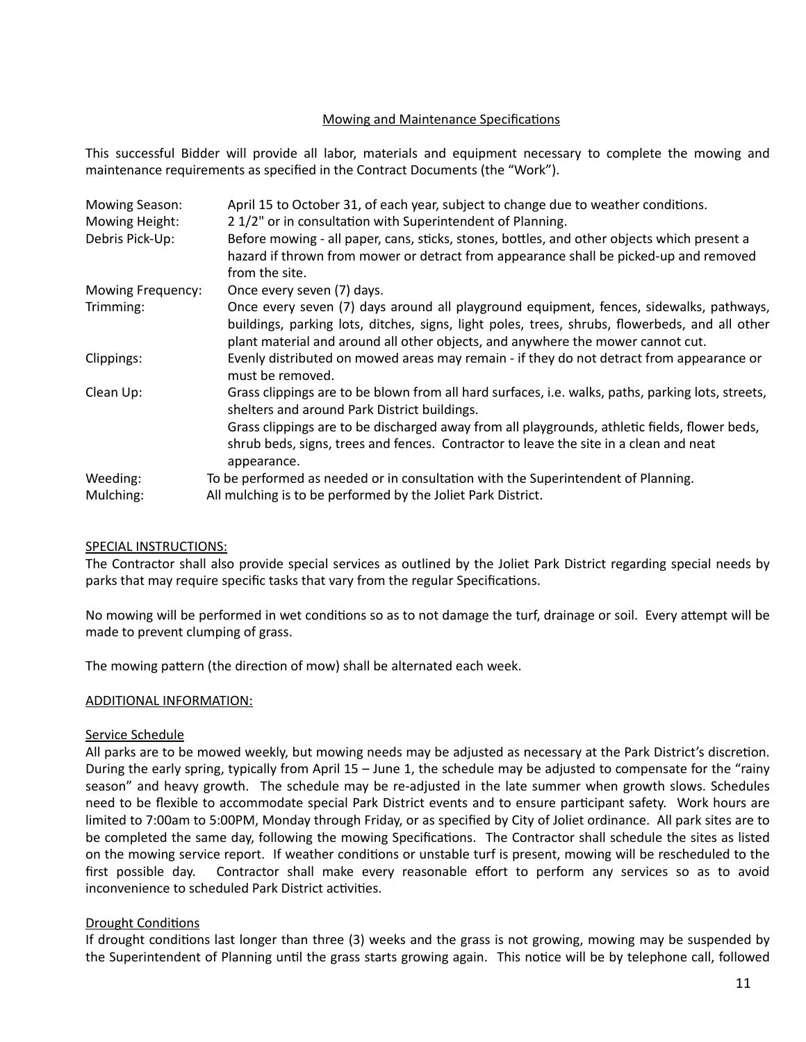Mowing and Maintenance Specifications

This successful Bidder will provide all labor, materials and equipment necessary to complete the mowing and maintenance requirements as specified in the Contract Documents (the "Work").

| | |
|---|---|
| Mowing Season: | April 15 to October 31, of each year, subject to change due to weather conditions. |
| Mowing Height: | 2 1/2" or in consultation with Superintendent of Planning. |
| Debris Pick-Up: | Before mowing - all paper, cans, sticks, stones, bottles, and other objects which present a hazard if thrown from mower or detract from appearance shall be picked-up and removed from the site. |
| Mowing Frequency: | Once every seven (7) days. |
| Trimming: | Once every seven (7) days around all playground equipment, fences, sidewalks, pathways, buildings, parking lots, ditches, signs, light poles, trees, shrubs, flowerbeds, and all other plant material and around all other objects, and anywhere the mower cannot cut. |
| Clippings: | Evenly distributed on mowed areas may remain - if they do not detract from appearance or must be removed. |
| Clean Up: | Grass clippings are to be blown from all hard surfaces, i.e. walks, paths, parking lots, streets, shelters and around Park District buildings. Grass clippings are to be discharged away from all playgrounds, athletic fields, flower beds, shrub beds, signs, trees and fences. Contractor to leave the site in a clean and neat appearance. |
| Weeding: | To be performed as needed or in consultation with the Superintendent of Planning. |
| Mulching: | All mulching is to be performed by the Joliet Park District. |

SPECIAL INSTRUCTIONS:

The Contractor shall also provide special services as outlined by the Joliet Park District regarding special needs by parks that may require specific tasks that vary from the regular Specifications.

No mowing will be performed in wet conditions so as to not damage the turf, drainage or soil. Every attempt will be made to prevent clumping of grass.

The mowing pattern (the direction of mow) shall be alternated each week.

ADDITIONAL INFORMATION:

Service Schedule

All parks are to be mowed weekly, but mowing needs may be adjusted as necessary at the Park District's discretion. During the early spring, typically from April 15 – June 1, the schedule may be adjusted to compensate for the "rainy season" and heavy growth. The schedule may be re-adjusted in the late summer when growth slows. Schedules need to be flexible to accommodate special Park District events and to ensure participant safety. Work hours are limited to 7:00am to 5:00PM, Monday through Friday, or as specified by City of Joliet ordinance. All park sites are to be completed the same day, following the mowing Specifications. The Contractor shall schedule the sites as listed on the mowing service report. If weather conditions or unstable turf is present, mowing will be rescheduled to the first possible day. Contractor shall make every reasonable effort to perform any services so as to avoid inconvenience to scheduled Park District activities.

Drought Conditions

If drought conditions last longer than three (3) weeks and the grass is not growing, mowing may be suspended by the Superintendent of Planning until the grass starts growing again. This notice will be by telephone call, followed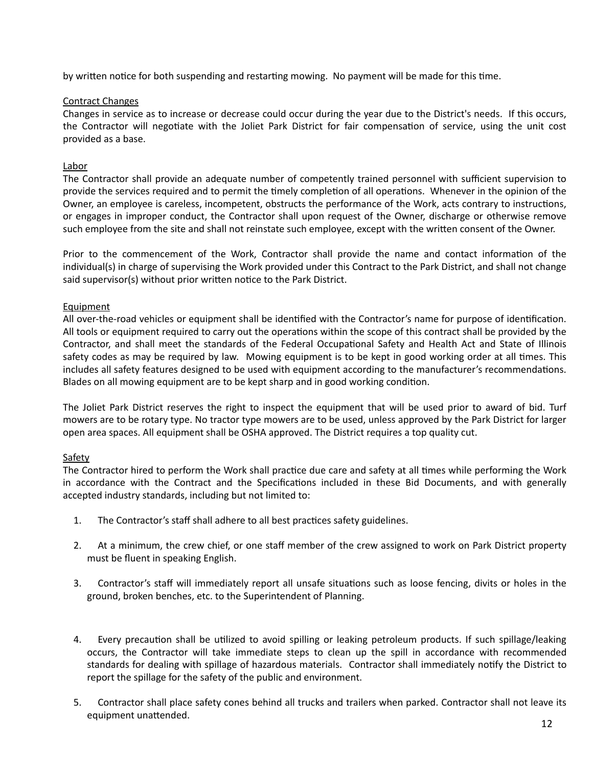by written notice for both suspending and restarting mowing. No payment will be made for this time.

Contract Changes

Changes in service as to increase or decrease could occur during the year due to the District's needs. If this occurs, the Contractor will negotiate with the Joliet Park District for fair compensation of service, using the unit cost provided as a base.

Labor

The Contractor shall provide an adequate number of competently trained personnel with sufficient supervision to provide the services required and to permit the timely completion of all operations. Whenever in the opinion of the Owner, an employee is careless, incompetent, obstructs the performance of the Work, acts contrary to instructions, or engages in improper conduct, the Contractor shall upon request of the Owner, discharge or otherwise remove such employee from the site and shall not reinstate such employee, except with the written consent of the Owner.

Prior to the commencement of the Work, Contractor shall provide the name and contact information of the individual(s) in charge of supervising the Work provided under this Contract to the Park District, and shall not change said supervisor(s) without prior written notice to the Park District.

Equipment

All over-the-road vehicles or equipment shall be identified with the Contractor's name for purpose of identification. All tools or equipment required to carry out the operations within the scope of this contract shall be provided by the Contractor, and shall meet the standards of the Federal Occupational Safety and Health Act and State of Illinois safety codes as may be required by law. Mowing equipment is to be kept in good working order at all times. This includes all safety features designed to be used with equipment according to the manufacturer's recommendations. Blades on all mowing equipment are to be kept sharp and in good working condition.

The Joliet Park District reserves the right to inspect the equipment that will be used prior to award of bid. Turf mowers are to be rotary type. No tractor type mowers are to be used, unless approved by the Park District for larger open area spaces. All equipment shall be OSHA approved. The District requires a top quality cut.

Safety

The Contractor hired to perform the Work shall practice due care and safety at all times while performing the Work in accordance with the Contract and the Specifications included in these Bid Documents, and with generally accepted industry standards, including but not limited to:

1. The Contractor's staff shall adhere to all best practices safety guidelines.

2. At a minimum, the crew chief, or one staff member of the crew assigned to work on Park District property must be fluent in speaking English.

3. Contractor's staff will immediately report all unsafe situations such as loose fencing, divits or holes in the ground, broken benches, etc. to the Superintendent of Planning.

4. Every precaution shall be utilized to avoid spilling or leaking petroleum products. If such spillage/leaking occurs, the Contractor will take immediate steps to clean up the spill in accordance with recommended standards for dealing with spillage of hazardous materials. Contractor shall immediately notify the District to report the spillage for the safety of the public and environment.

5. Contractor shall place safety cones behind all trucks and trailers when parked. Contractor shall not leave its equipment unattended.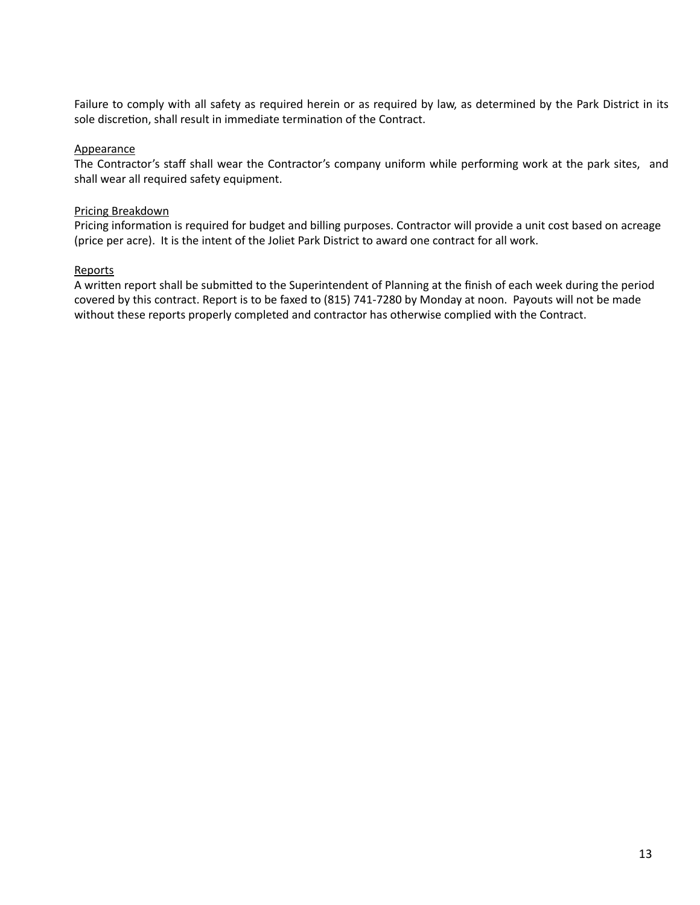Failure to comply with all safety as required herein or as required by law, as determined by the Park District in its sole discretion, shall result in immediate termination of the Contract.

<u>Appearance</u>

The Contractor's staff shall wear the Contractor's company uniform while performing work at the park sites, and shall wear all required safety equipment.

<u>Pricing Breakdown</u>

Pricing information is required for budget and billing purposes. Contractor will provide a unit cost based on acreage (price per acre). It is the intent of the Joliet Park District to award one contract for all work.

<u>Reports</u>

A written report shall be submitted to the Superintendent of Planning at the finish of each week during the period covered by this contract. Report is to be faxed to (815) 741-7280 by Monday at noon. Payouts will not be made without these reports properly completed and contractor has otherwise complied with the Contract.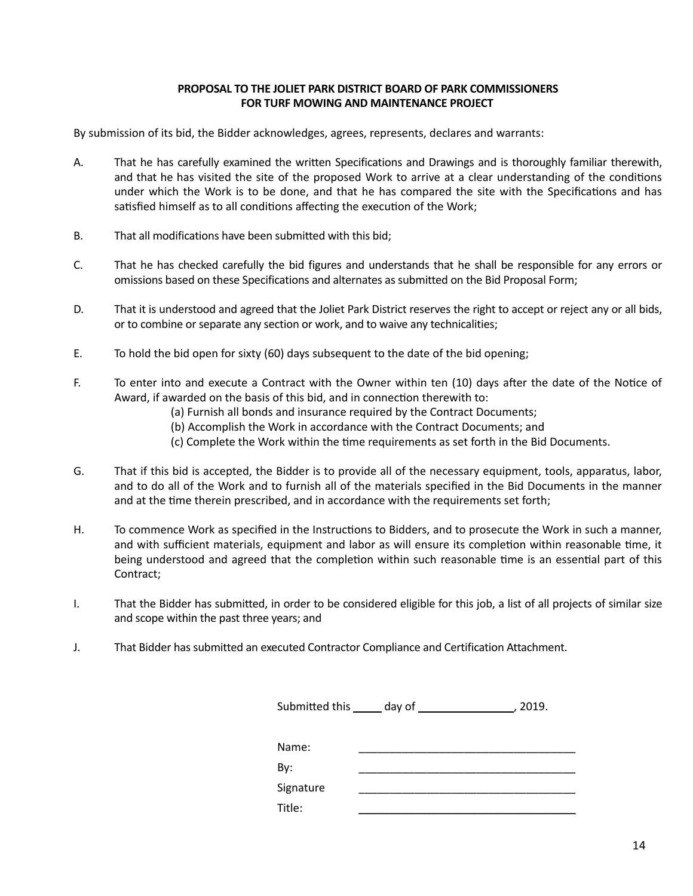**PROPOSAL TO THE JOLIET PARK DISTRICT BOARD OF PARK COMMISSIONERS**
**FOR TURF MOWING AND MAINTENANCE PROJECT**

By submission of its bid, the Bidder acknowledges, agrees, represents, declares and warrants:

A. That he has carefully examined the written Specifications and Drawings and is thoroughly familiar therewith, and that he has visited the site of the proposed Work to arrive at a clear understanding of the conditions under which the Work is to be done, and that he has compared the site with the Specifications and has satisfied himself as to all conditions affecting the execution of the Work;

B. That all modifications have been submitted with this bid;

C. That he has checked carefully the bid figures and understands that he shall be responsible for any errors or omissions based on these Specifications and alternates as submitted on the Bid Proposal Form;

D. That it is understood and agreed that the Joliet Park District reserves the right to accept or reject any or all bids, or to combine or separate any section or work, and to waive any technicalities;

E. To hold the bid open for sixty (60) days subsequent to the date of the bid opening;

F. To enter into and execute a Contract with the Owner within ten (10) days after the date of the Notice of Award, if awarded on the basis of this bid, and in connection therewith to:
   (a) Furnish all bonds and insurance required by the Contract Documents;
   (b) Accomplish the Work in accordance with the Contract Documents; and
   (c) Complete the Work within the time requirements as set forth in the Bid Documents.

G. That if this bid is accepted, the Bidder is to provide all of the necessary equipment, tools, apparatus, labor, and to do all of the Work and to furnish all of the materials specified in the Bid Documents in the manner and at the time therein prescribed, and in accordance with the requirements set forth;

H. To commence Work as specified in the Instructions to Bidders, and to prosecute the Work in such a manner, and with sufficient materials, equipment and labor as will ensure its completion within reasonable time, it being understood and agreed that the completion within such reasonable time is an essential part of this Contract;

I. That the Bidder has submitted, in order to be considered eligible for this job, a list of all projects of similar size and scope within the past three years; and

J. That Bidder has submitted an executed Contractor Compliance and Certification Attachment.

Submitted this _____ day of ________________, 2019.

Name: ___________________________________

By: ___________________________________

Signature ___________________________________

Title: ___________________________________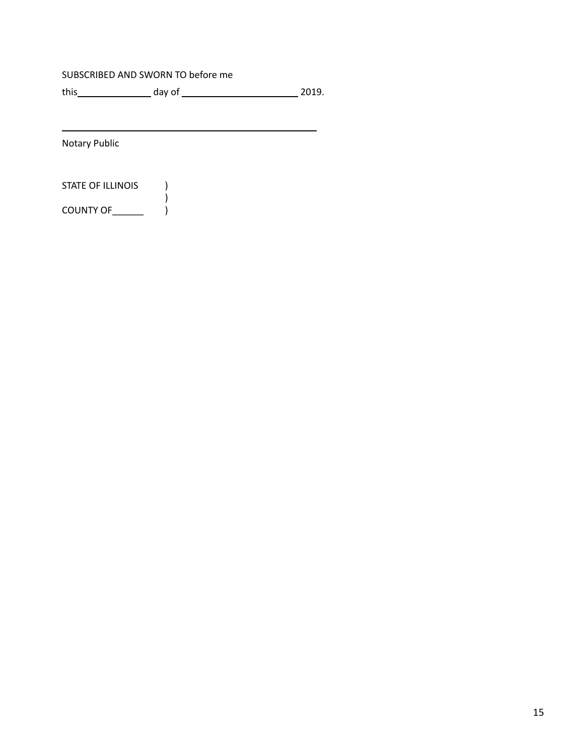SUBSCRIBED AND SWORN TO before me

this_______________ day of _______________________ 2019.

___________________________________________________

Notary Public

STATE OF ILLINOIS )  
)  
COUNTY OF______ )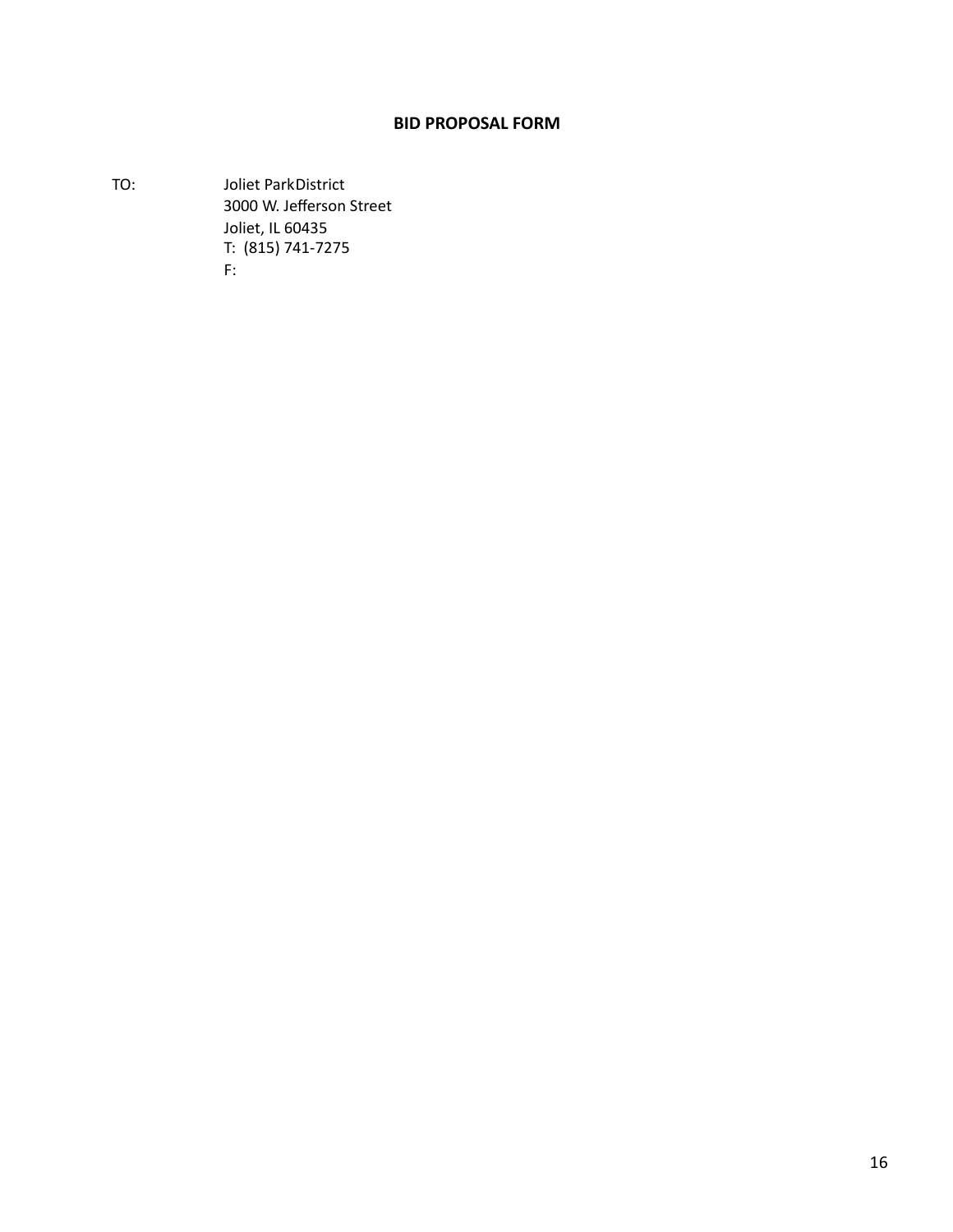**BID PROPOSAL FORM**

TO: Joliet ParkDistrict
3000 W. Jefferson Street
Joliet, IL 60435
T: (815) 741-7275
F: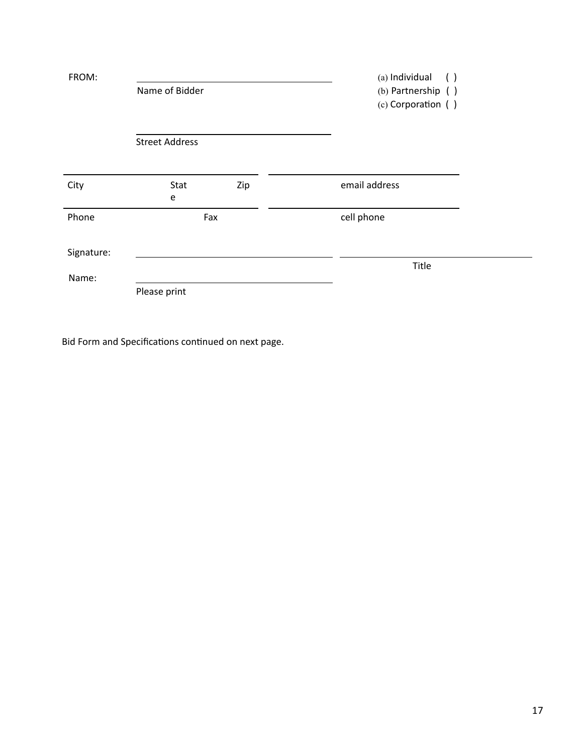FROM: \_\_\_\_\_\_\_\_\_\_\_\_\_\_\_\_\_\_\_\_\_\_\_\_\_\_\_\_\_\_\_\_\_\_\_\_\_\_

Name of Bidder

(a) Individual ( )
(b) Partnership ( )
(c) Corporation ( )

\_\_\_\_\_\_\_\_\_\_\_\_\_\_\_\_\_\_\_\_\_\_\_\_\_\_\_\_\_\_\_\_\_\_\_\_\_\_

Street Address

| City | State | Zip | email address |
|---|---|---|---|
| Phone | Fax | | cell phone |

Signature: \_\_\_\_\_\_\_\_\_\_\_\_\_\_\_\_\_\_\_\_\_\_\_\_\_\_\_\_\_\_\_\_\_\_\_\_\_\_ \_\_\_\_\_\_\_\_\_\_\_\_\_\_\_\_\_\_\_\_\_\_\_\_\_\_\_\_\_\_\_\_\_\_\_\_\_\_

Title

Name: \_\_\_\_\_\_\_\_\_\_\_\_\_\_\_\_\_\_\_\_\_\_\_\_\_\_\_\_\_\_\_\_\_\_\_\_\_\_

Please print

Bid Form and Specifications continued on next page.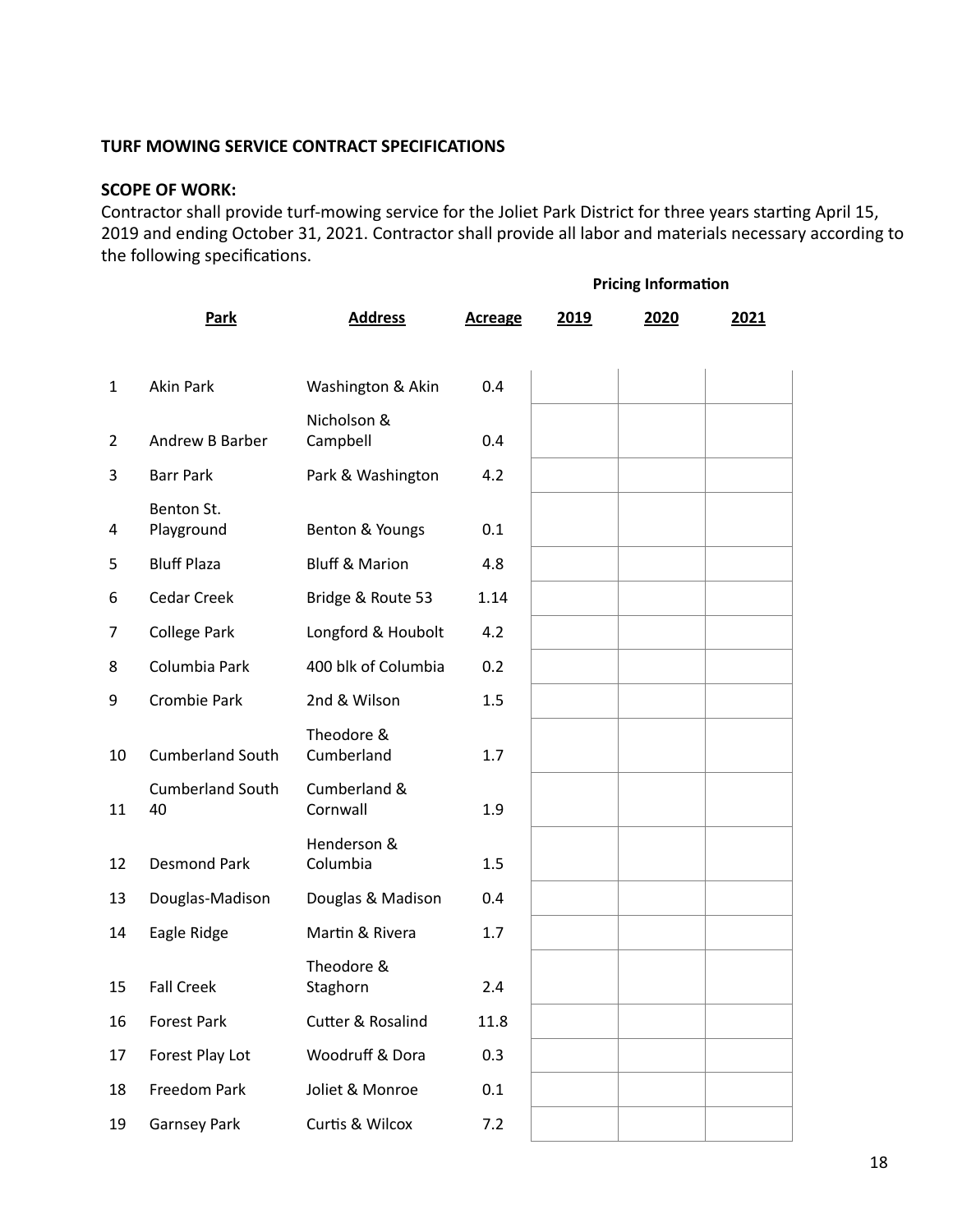**TURF MOWING SERVICE CONTRACT SPECIFICATIONS**

**SCOPE OF WORK:**
Contractor shall provide turf-mowing service for the Joliet Park District for three years starting April 15, 2019 and ending October 31, 2021. Contractor shall provide all labor and materials necessary according to the following specifications.

| | | | | Pricing Information | | |
|---|---|---|---|---|---|---|
| | **Park** | **Address** | **Acreage** | **2019** | **2020** | **2021** |
| 1 | Akin Park | Washington & Akin | 0.4 | | | |
| 2 | Andrew B Barber | Nicholson & Campbell | 0.4 | | | |
| 3 | Barr Park | Park & Washington | 4.2 | | | |
| 4 | Benton St. Playground | Benton & Youngs | 0.1 | | | |
| 5 | Bluff Plaza | Bluff & Marion | 4.8 | | | |
| 6 | Cedar Creek | Bridge & Route 53 | 1.14 | | | |
| 7 | College Park | Longford & Houbolt | 4.2 | | | |
| 8 | Columbia Park | 400 blk of Columbia | 0.2 | | | |
| 9 | Crombie Park | 2nd & Wilson | 1.5 | | | |
| 10 | Cumberland South | Theodore & Cumberland | 1.7 | | | |
| 11 | Cumberland South 40 | Cumberland & Cornwall | 1.9 | | | |
| 12 | Desmond Park | Henderson & Columbia | 1.5 | | | |
| 13 | Douglas-Madison | Douglas & Madison | 0.4 | | | |
| 14 | Eagle Ridge | Martin & Rivera | 1.7 | | | |
| 15 | Fall Creek | Theodore & Staghorn | 2.4 | | | |
| 16 | Forest Park | Cutter & Rosalind | 11.8 | | | |
| 17 | Forest Play Lot | Woodruff & Dora | 0.3 | | | |
| 18 | Freedom Park | Joliet & Monroe | 0.1 | | | |
| 19 | Garnsey Park | Curtis & Wilcox | 7.2 | | | |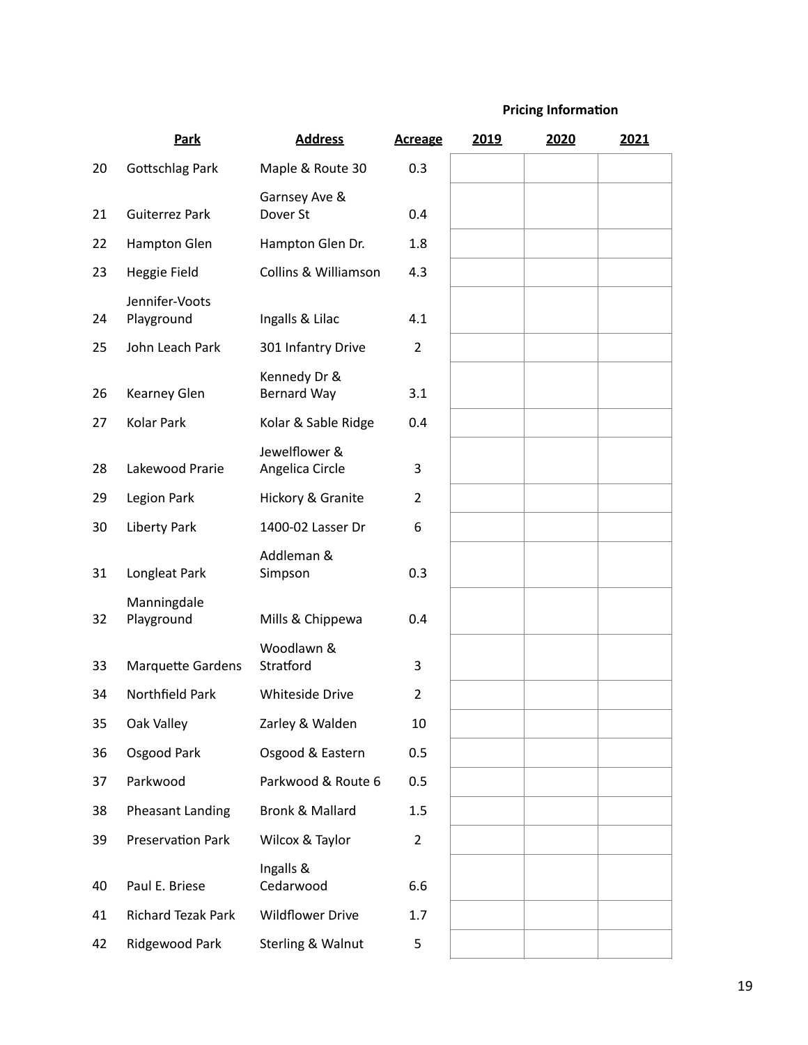| | Park | Address | Acreage | Pricing Information 2019 | 2020 | 2021 |
|---|---|---|---|---|---|---|
| 20 | Gottschlag Park | Maple & Route 30 | 0.3 | | | |
| 21 | Guiterrez Park | Garnsey Ave & Dover St | 0.4 | | | |
| 22 | Hampton Glen | Hampton Glen Dr. | 1.8 | | | |
| 23 | Heggie Field | Collins & Williamson | 4.3 | | | |
| 24 | Jennifer-Voots Playground | Ingalls & Lilac | 4.1 | | | |
| 25 | John Leach Park | 301 Infantry Drive | 2 | | | |
| 26 | Kearney Glen | Kennedy Dr & Bernard Way | 3.1 | | | |
| 27 | Kolar Park | Kolar & Sable Ridge | 0.4 | | | |
| 28 | Lakewood Prarie | Jewelflower & Angelica Circle | 3 | | | |
| 29 | Legion Park | Hickory & Granite | 2 | | | |
| 30 | Liberty Park | 1400-02 Lasser Dr | 6 | | | |
| 31 | Longleat Park | Addleman & Simpson | 0.3 | | | |
| 32 | Manningdale Playground | Mills & Chippewa | 0.4 | | | |
| 33 | Marquette Gardens | Woodlawn & Stratford | 3 | | | |
| 34 | Northfield Park | Whiteside Drive | 2 | | | |
| 35 | Oak Valley | Zarley & Walden | 10 | | | |
| 36 | Osgood Park | Osgood & Eastern | 0.5 | | | |
| 37 | Parkwood | Parkwood & Route 6 | 0.5 | | | |
| 38 | Pheasant Landing | Bronk & Mallard | 1.5 | | | |
| 39 | Preservation Park | Wilcox & Taylor | 2 | | | |
| 40 | Paul E. Briese | Ingalls & Cedarwood | 6.6 | | | |
| 41 | Richard Tezak Park | Wildflower Drive | 1.7 | | | |
| 42 | Ridgewood Park | Sterling & Walnut | 5 | | | |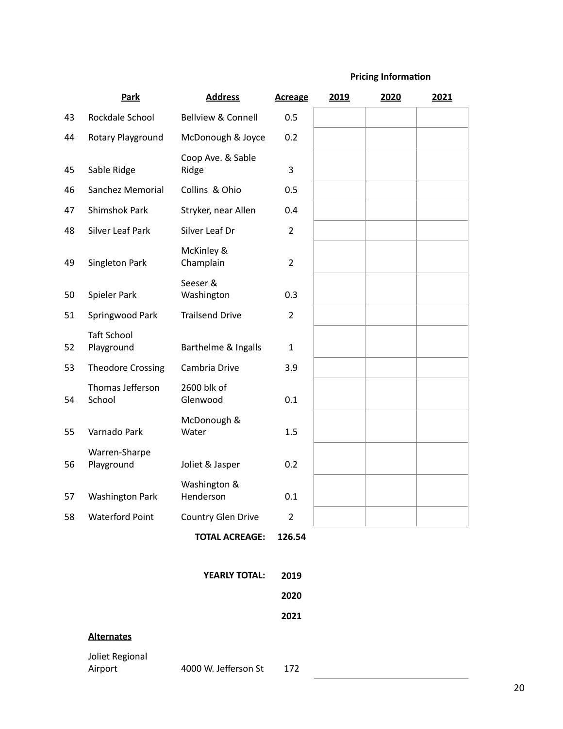| | Park | Address | Acreage | Pricing Information 2019 | 2020 | 2021 |
|---|---|---|---|---|---|---|
| 43 | Rockdale School | Bellview & Connell | 0.5 | | | |
| 44 | Rotary Playground | McDonough & Joyce | 0.2 | | | |
| 45 | Sable Ridge | Coop Ave. & Sable Ridge | 3 | | | |
| 46 | Sanchez Memorial | Collins & Ohio | 0.5 | | | |
| 47 | Shimshok Park | Stryker, near Allen | 0.4 | | | |
| 48 | Silver Leaf Park | Silver Leaf Dr | 2 | | | |
| 49 | Singleton Park | McKinley & Champlain | 2 | | | |
| 50 | Spieler Park | Seeser & Washington | 0.3 | | | |
| 51 | Springwood Park | Trailsend Drive | 2 | | | |
| 52 | Taft School Playground | Barthelme & Ingalls | 1 | | | |
| 53 | Theodore Crossing | Cambria Drive | 3.9 | | | |
| 54 | Thomas Jefferson School | 2600 blk of Glenwood | 0.1 | | | |
| 55 | Varnado Park | McDonough & Water | 1.5 | | | |
| 56 | Warren-Sharpe Playground | Joliet & Jasper | 0.2 | | | |
| 57 | Washington Park | Washington & Henderson | 0.1 | | | |
| 58 | Waterford Point | Country Glen Drive | 2 | | | |
| | | **TOTAL ACREAGE:** | **126.54** | | | |

**YEARLY TOTAL:** **2019**

**2020**

**2021**

**Alternates**

| Park | Address | Acreage | |
|---|---|---|---|
| Joliet Regional Airport | 4000 W. Jefferson St | 172 | |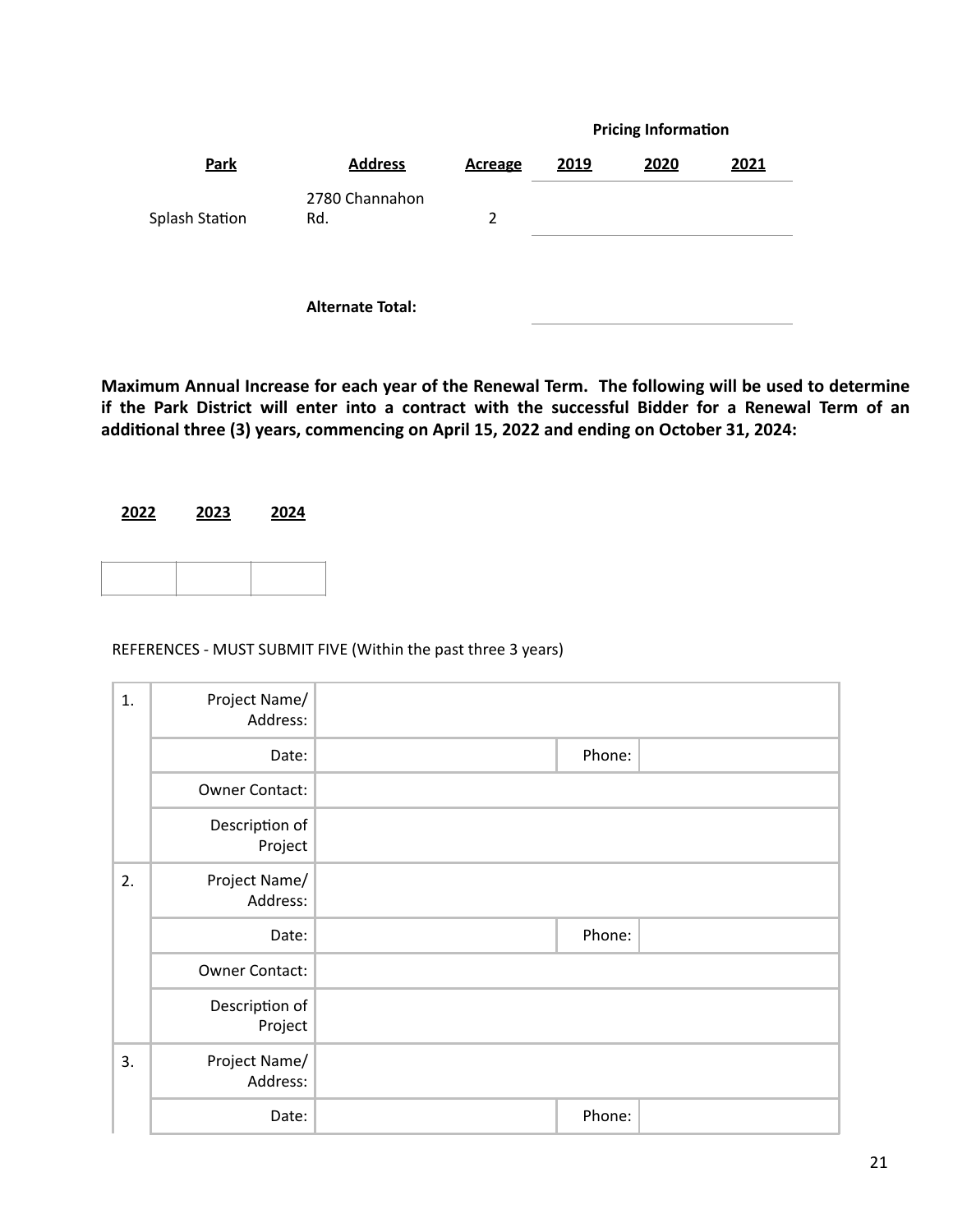| Park | Address | Acreage | Pricing Information 2019 | 2020 | 2021 |
|---|---|---|---|---|---|
| Splash Station | 2780 Channahon Rd. | 2 | | | |
| | **Alternate Total:** | | | | |

**Maximum Annual Increase for each year of the Renewal Term. The following will be used to determine if the Park District will enter into a contract with the successful Bidder for a Renewal Term of an additional three (3) years, commencing on April 15, 2022 and ending on October 31, 2024:**

| 2022 | 2023 | 2024 |
|---|---|---|
| | | |

REFERENCES - MUST SUBMIT FIVE (Within the past three 3 years)

| | | | | |
|---|---|---|---|---|
| 1. | Project Name/ Address: | | | |
| | Date: | | Phone: | |
| | Owner Contact: | | | |
| | Description of Project | | | |
| 2. | Project Name/ Address: | | | |
| | Date: | | Phone: | |
| | Owner Contact: | | | |
| | Description of Project | | | |
| 3. | Project Name/ Address: | | | |
| | Date: | | Phone: | |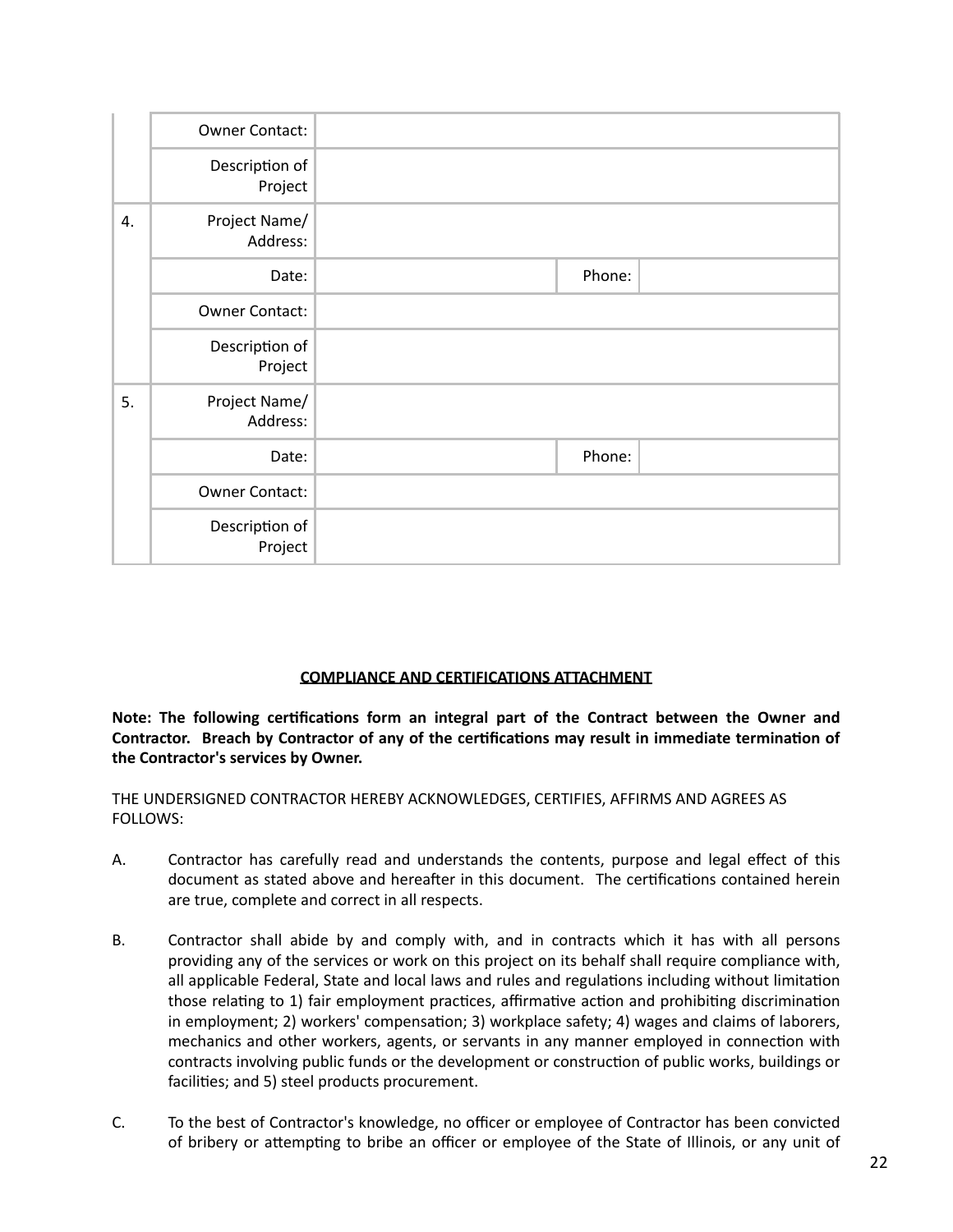| | | | | |
|---|---|---|---|---|
| | Owner Contact: | | | |
| | Description of Project | | | |
| 4. | Project Name/ Address: | | | |
| | Date: | | Phone: | |
| | Owner Contact: | | | |
| | Description of Project | | | |
| 5. | Project Name/ Address: | | | |
| | Date: | | Phone: | |
| | Owner Contact: | | | |
| | Description of Project | | | |

## COMPLIANCE AND CERTIFICATIONS ATTACHMENT

**Note: The following certifications form an integral part of the Contract between the Owner and Contractor. Breach by Contractor of any of the certifications may result in immediate termination of the Contractor's services by Owner.**

THE UNDERSIGNED CONTRACTOR HEREBY ACKNOWLEDGES, CERTIFIES, AFFIRMS AND AGREES AS FOLLOWS:

A. Contractor has carefully read and understands the contents, purpose and legal effect of this document as stated above and hereafter in this document. The certifications contained herein are true, complete and correct in all respects.

B. Contractor shall abide by and comply with, and in contracts which it has with all persons providing any of the services or work on this project on its behalf shall require compliance with, all applicable Federal, State and local laws and rules and regulations including without limitation those relating to 1) fair employment practices, affirmative action and prohibiting discrimination in employment; 2) workers' compensation; 3) workplace safety; 4) wages and claims of laborers, mechanics and other workers, agents, or servants in any manner employed in connection with contracts involving public funds or the development or construction of public works, buildings or facilities; and 5) steel products procurement.

C. To the best of Contractor's knowledge, no officer or employee of Contractor has been convicted of bribery or attempting to bribe an officer or employee of the State of Illinois, or any unit of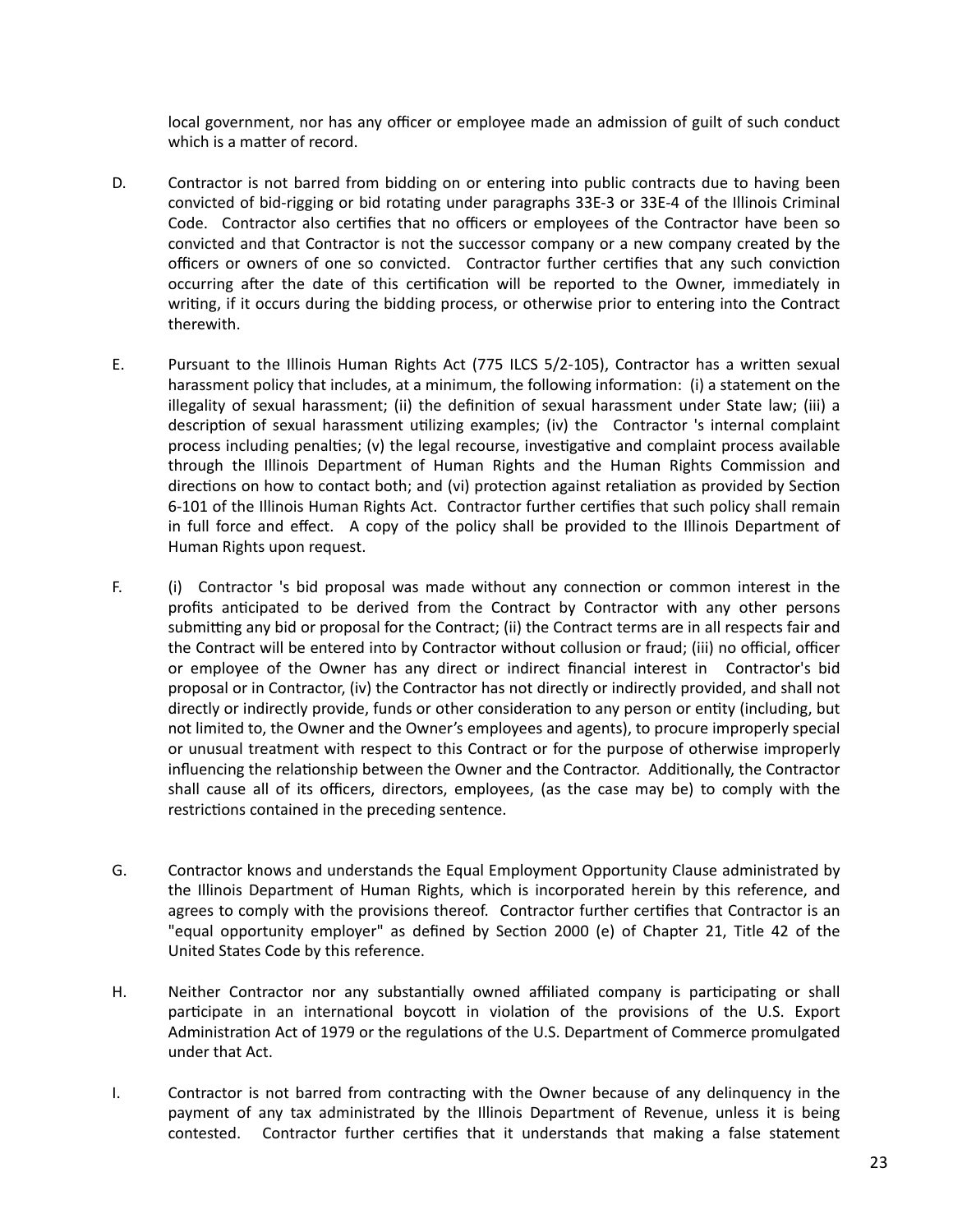local government, nor has any officer or employee made an admission of guilt of such conduct which is a matter of record.

D. Contractor is not barred from bidding on or entering into public contracts due to having been convicted of bid-rigging or bid rotating under paragraphs 33E-3 or 33E-4 of the Illinois Criminal Code. Contractor also certifies that no officers or employees of the Contractor have been so convicted and that Contractor is not the successor company or a new company created by the officers or owners of one so convicted. Contractor further certifies that any such conviction occurring after the date of this certification will be reported to the Owner, immediately in writing, if it occurs during the bidding process, or otherwise prior to entering into the Contract therewith.

E. Pursuant to the Illinois Human Rights Act (775 ILCS 5/2-105), Contractor has a written sexual harassment policy that includes, at a minimum, the following information: (i) a statement on the illegality of sexual harassment; (ii) the definition of sexual harassment under State law; (iii) a description of sexual harassment utilizing examples; (iv) the Contractor 's internal complaint process including penalties; (v) the legal recourse, investigative and complaint process available through the Illinois Department of Human Rights and the Human Rights Commission and directions on how to contact both; and (vi) protection against retaliation as provided by Section 6-101 of the Illinois Human Rights Act. Contractor further certifies that such policy shall remain in full force and effect. A copy of the policy shall be provided to the Illinois Department of Human Rights upon request.

F. (i) Contractor 's bid proposal was made without any connection or common interest in the profits anticipated to be derived from the Contract by Contractor with any other persons submitting any bid or proposal for the Contract; (ii) the Contract terms are in all respects fair and the Contract will be entered into by Contractor without collusion or fraud; (iii) no official, officer or employee of the Owner has any direct or indirect financial interest in Contractor's bid proposal or in Contractor, (iv) the Contractor has not directly or indirectly provided, and shall not directly or indirectly provide, funds or other consideration to any person or entity (including, but not limited to, the Owner and the Owner's employees and agents), to procure improperly special or unusual treatment with respect to this Contract or for the purpose of otherwise improperly influencing the relationship between the Owner and the Contractor. Additionally, the Contractor shall cause all of its officers, directors, employees, (as the case may be) to comply with the restrictions contained in the preceding sentence.

G. Contractor knows and understands the Equal Employment Opportunity Clause administrated by the Illinois Department of Human Rights, which is incorporated herein by this reference, and agrees to comply with the provisions thereof. Contractor further certifies that Contractor is an "equal opportunity employer" as defined by Section 2000 (e) of Chapter 21, Title 42 of the United States Code by this reference.

H. Neither Contractor nor any substantially owned affiliated company is participating or shall participate in an international boycott in violation of the provisions of the U.S. Export Administration Act of 1979 or the regulations of the U.S. Department of Commerce promulgated under that Act.

I. Contractor is not barred from contracting with the Owner because of any delinquency in the payment of any tax administrated by the Illinois Department of Revenue, unless it is being contested. Contractor further certifies that it understands that making a false statement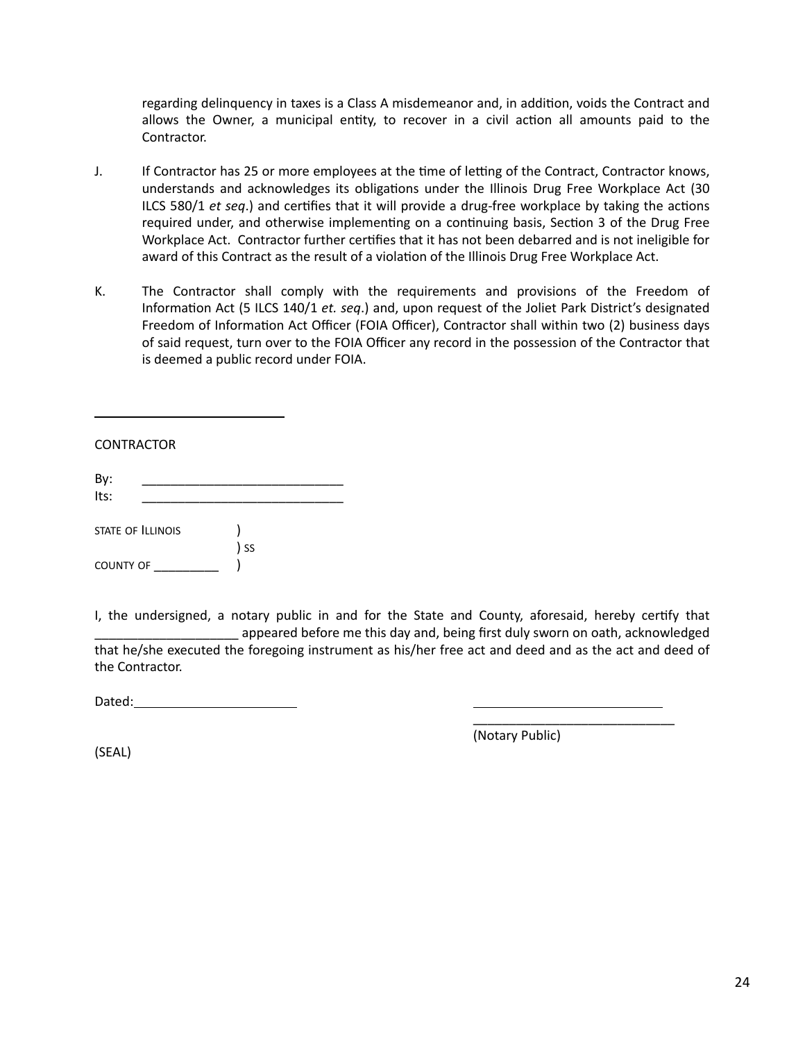regarding delinquency in taxes is a Class A misdemeanor and, in addition, voids the Contract and allows the Owner, a municipal entity, to recover in a civil action all amounts paid to the Contractor.

J. If Contractor has 25 or more employees at the time of letting of the Contract, Contractor knows, understands and acknowledges its obligations under the Illinois Drug Free Workplace Act (30 ILCS 580/1 *et seq*.) and certifies that it will provide a drug-free workplace by taking the actions required under, and otherwise implementing on a continuing basis, Section 3 of the Drug Free Workplace Act. Contractor further certifies that it has not been debarred and is not ineligible for award of this Contract as the result of a violation of the Illinois Drug Free Workplace Act.

K. The Contractor shall comply with the requirements and provisions of the Freedom of Information Act (5 ILCS 140/1 *et. seq*.) and, upon request of the Joliet Park District's designated Freedom of Information Act Officer (FOIA Officer), Contractor shall within two (2) business days of said request, turn over to the FOIA Officer any record in the possession of the Contractor that is deemed a public record under FOIA.

\_\_\_\_\_\_\_\_\_\_\_\_\_\_\_\_\_\_\_\_\_\_\_\_\_\_\_\_

CONTRACTOR

By: \_\_\_\_\_\_\_\_\_\_\_\_\_\_\_\_\_\_\_\_\_\_\_\_\_\_\_\_
Its: \_\_\_\_\_\_\_\_\_\_\_\_\_\_\_\_\_\_\_\_\_\_\_\_\_\_\_\_

STATE OF ILLINOIS )
) SS
COUNTY OF \_\_\_\_\_\_\_\_\_\_ )

I, the undersigned, a notary public in and for the State and County, aforesaid, hereby certify that \_\_\_\_\_\_\_\_\_\_\_\_\_\_\_\_\_\_\_\_ appeared before me this day and, being first duly sworn on oath, acknowledged that he/she executed the foregoing instrument as his/her free act and deed and as the act and deed of the Contractor.

Dated: \_\_\_\_\_\_\_\_\_\_\_\_\_\_\_\_\_\_\_\_\_\_\_\_

\_\_\_\_\_\_\_\_\_\_\_\_\_\_\_\_\_\_\_\_\_\_\_\_\_\_\_\_
\_\_\_\_\_\_\_\_\_\_\_\_\_\_\_\_\_\_\_\_\_\_\_\_\_\_\_\_
(Notary Public)

(SEAL)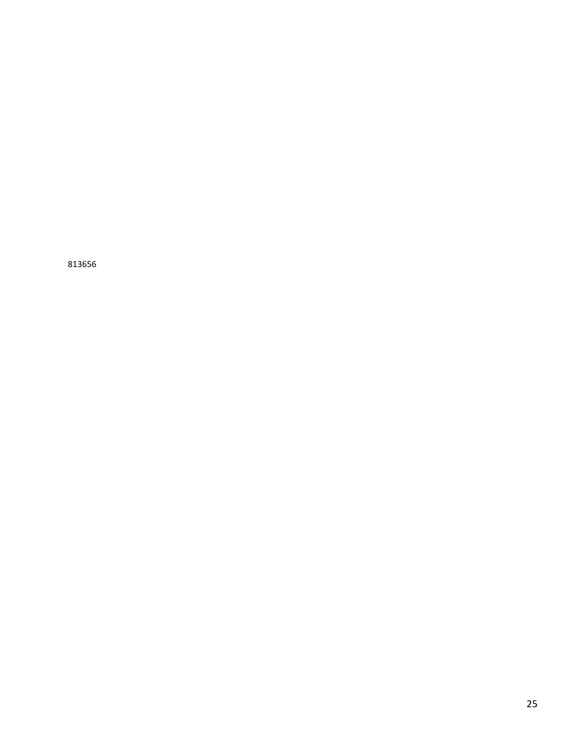813656